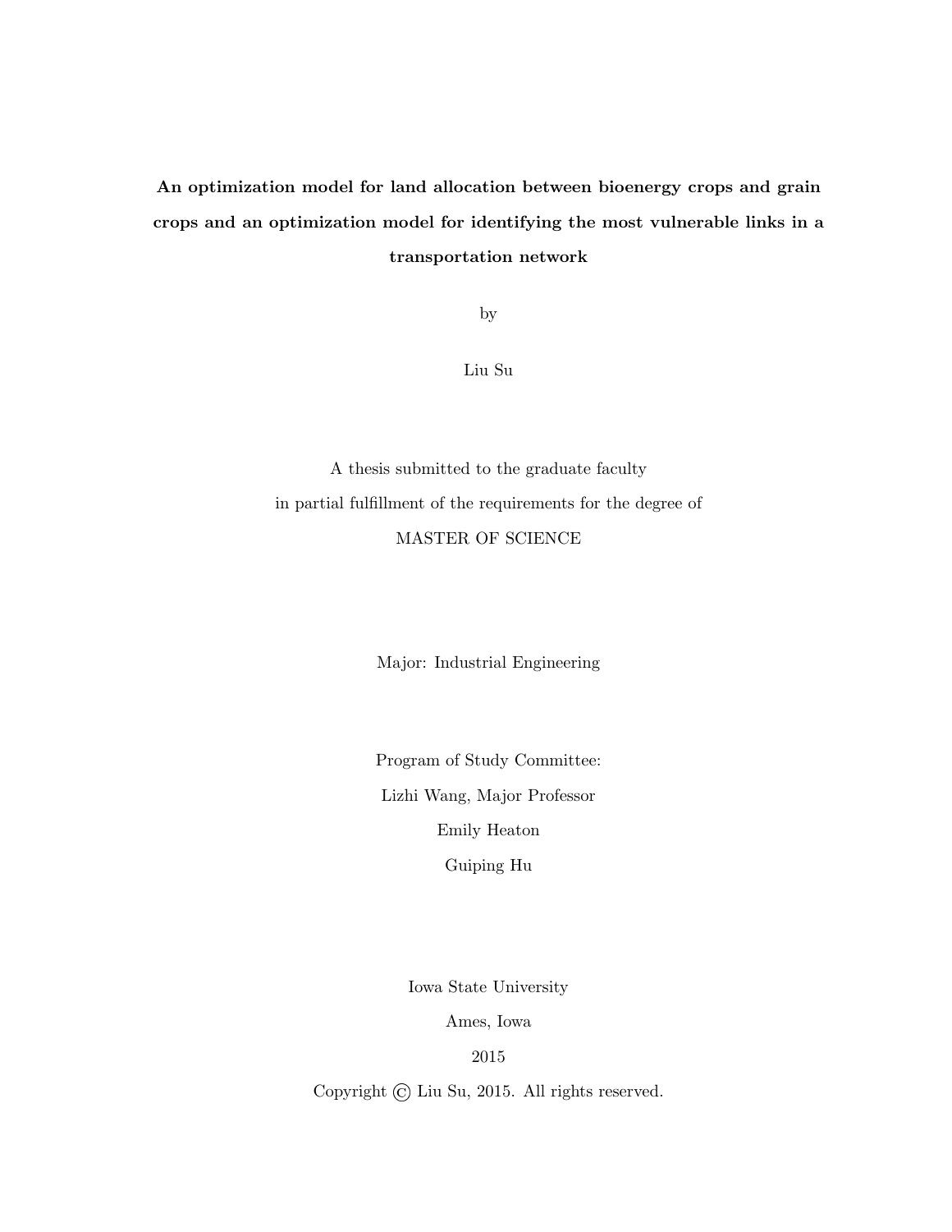# An optimization model for land allocation between bioenergy crops and grain crops and an optimization model for identifying the most vulnerable links in a transportation network

by

Liu Su

A thesis submitted to the graduate faculty

in partial fulfillment of the requirements for the degree of

MASTER OF SCIENCE

Major: Industrial Engineering

Program of Study Committee:

Lizhi Wang, Major Professor

Emily Heaton

Guiping Hu

Iowa State University

Ames, Iowa

2015

Copyright © Liu Su, 2015. All rights reserved.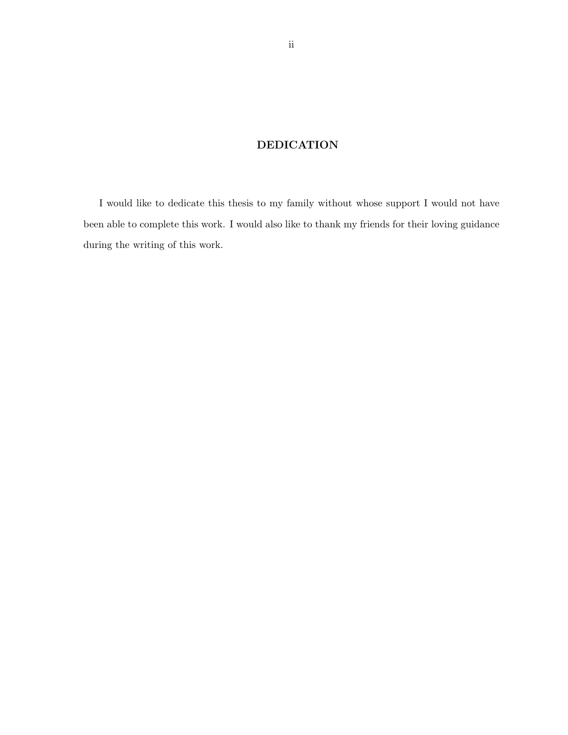# DEDICATION

I would like to dedicate this thesis to my family without whose support I would not have been able to complete this work. I would also like to thank my friends for their loving guidance during the writing of this work.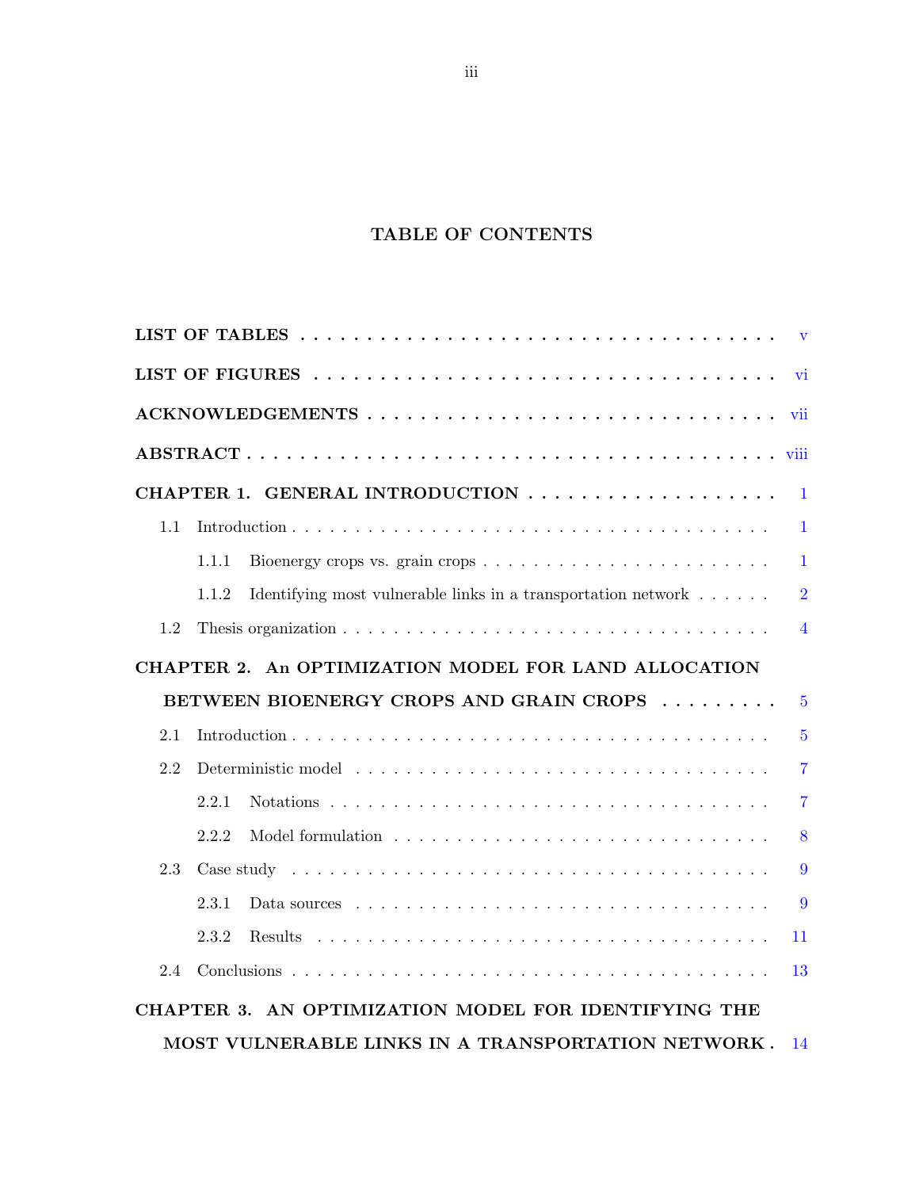# TABLE OF CONTENTS

**LIST OF TABLES** . . . . . . . . . . . . . . . . . . . . . . . . . . . . . . . . . . . v

**LIST OF FIGURES** . . . . . . . . . . . . . . . . . . . . . . . . . . . . . . . . . . vi

**ACKNOWLEDGEMENTS** . . . . . . . . . . . . . . . . . . . . . . . . . . . . . . vii

**ABSTRACT** . . . . . . . . . . . . . . . . . . . . . . . . . . . . . . . . . . . . . viii

**CHAPTER 1. GENERAL INTRODUCTION** . . . . . . . . . . . . . . . . . . . 1

- 1.1 Introduction . . . . . . . . . . . . . . . . . . . . . . . . . . . . . . . . . . 1
  - 1.1.1 Bioenergy crops vs. grain crops . . . . . . . . . . . . . . . . . . . . 1
  - 1.1.2 Identifying most vulnerable links in a transportation network . . . . . . 2
- 1.2 Thesis organization . . . . . . . . . . . . . . . . . . . . . . . . . . . . . . 4

**CHAPTER 2. An OPTIMIZATION MODEL FOR LAND ALLOCATION BETWEEN BIOENERGY CROPS AND GRAIN CROPS** . . . . . . . . . 5

- 2.1 Introduction . . . . . . . . . . . . . . . . . . . . . . . . . . . . . . . . . . 5
- 2.2 Deterministic model . . . . . . . . . . . . . . . . . . . . . . . . . . . . . 7
  - 2.2.1 Notations . . . . . . . . . . . . . . . . . . . . . . . . . . . . . . . . 7
  - 2.2.2 Model formulation . . . . . . . . . . . . . . . . . . . . . . . . . . . 8
- 2.3 Case study . . . . . . . . . . . . . . . . . . . . . . . . . . . . . . . . . . 9
  - 2.3.1 Data sources . . . . . . . . . . . . . . . . . . . . . . . . . . . . . . 9
  - 2.3.2 Results . . . . . . . . . . . . . . . . . . . . . . . . . . . . . . . . . 11
- 2.4 Conclusions . . . . . . . . . . . . . . . . . . . . . . . . . . . . . . . . . . 13

**CHAPTER 3. AN OPTIMIZATION MODEL FOR IDENTIFYING THE MOST VULNERABLE LINKS IN A TRANSPORTATION NETWORK** . 14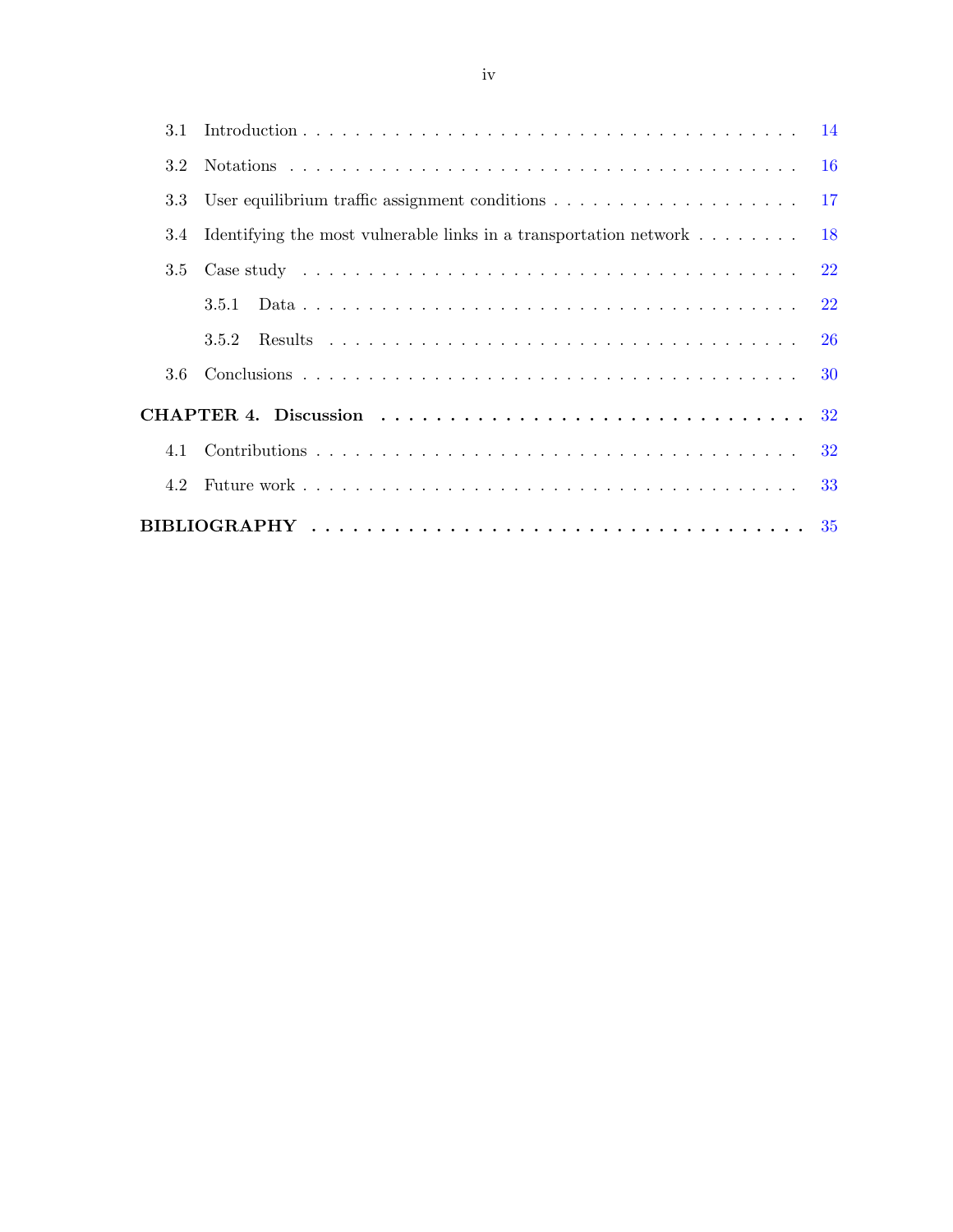3.1 Introduction . . . . . . . . . . . . . . . . . . . . . . . . . . . . . . . . . . . . . . 14

3.2 Notations . . . . . . . . . . . . . . . . . . . . . . . . . . . . . . . . . . . . . . 16

3.3 User equilibrium traffic assignment conditions . . . . . . . . . . . . . . . . . . . 17

3.4 Identifying the most vulnerable links in a transportation network . . . . . . . . 18

3.5 Case study . . . . . . . . . . . . . . . . . . . . . . . . . . . . . . . . . . . . . 22

3.5.1 Data . . . . . . . . . . . . . . . . . . . . . . . . . . . . . . . . . . . . 22

3.5.2 Results . . . . . . . . . . . . . . . . . . . . . . . . . . . . . . . . . . . 26

3.6 Conclusions . . . . . . . . . . . . . . . . . . . . . . . . . . . . . . . . . . . . 30

**CHAPTER 4. Discussion . . . . . . . . . . . . . . . . . . . . . . . . . . . . . . 32**

4.1 Contributions . . . . . . . . . . . . . . . . . . . . . . . . . . . . . . . . . . . 32

4.2 Future work . . . . . . . . . . . . . . . . . . . . . . . . . . . . . . . . . . . . 33

**BIBLIOGRAPHY . . . . . . . . . . . . . . . . . . . . . . . . . . . . . . . . . . . 35**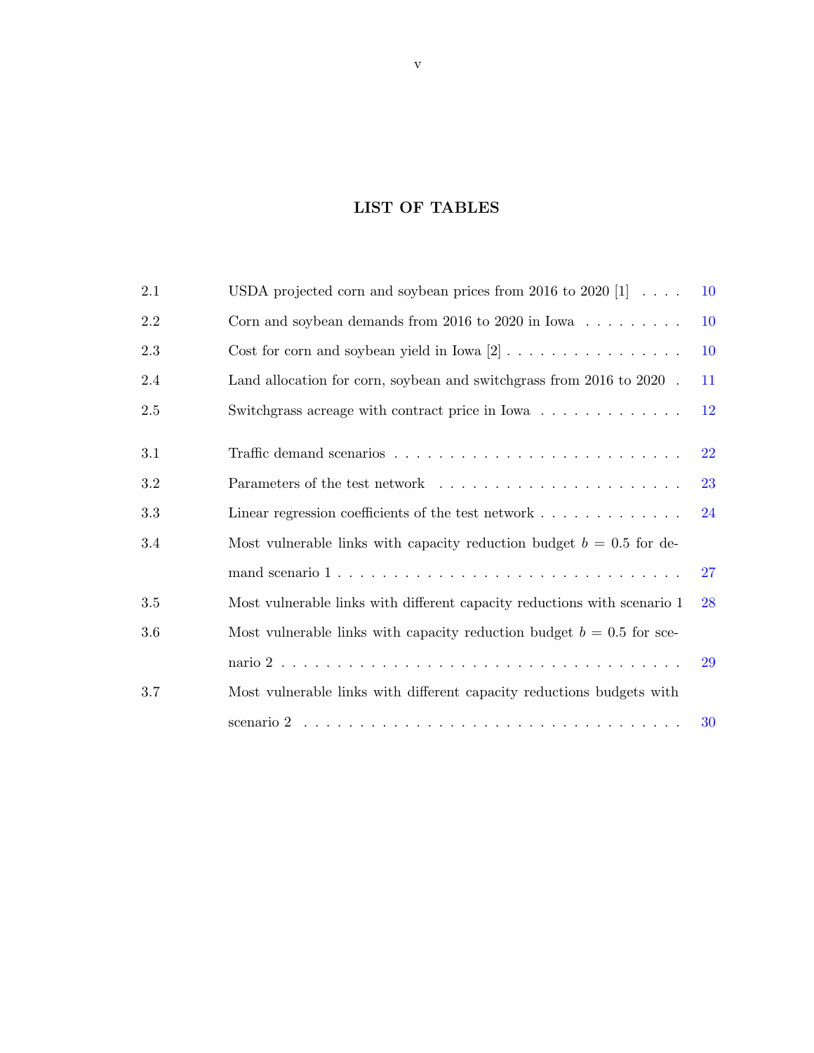# LIST OF TABLES

| | | |
|---|---|---|
| 2.1 | USDA projected corn and soybean prices from 2016 to 2020 [1] | 10 |
| 2.2 | Corn and soybean demands from 2016 to 2020 in Iowa | 10 |
| 2.3 | Cost for corn and soybean yield in Iowa [2] | 10 |
| 2.4 | Land allocation for corn, soybean and switchgrass from 2016 to 2020 | 11 |
| 2.5 | Switchgrass acreage with contract price in Iowa | 12 |
| 3.1 | Traffic demand scenarios | 22 |
| 3.2 | Parameters of the test network | 23 |
| 3.3 | Linear regression coefficients of the test network | 24 |
| 3.4 | Most vulnerable links with capacity reduction budget $b = 0.5$ for demand scenario 1 | 27 |
| 3.5 | Most vulnerable links with different capacity reductions with scenario 1 | 28 |
| 3.6 | Most vulnerable links with capacity reduction budget $b = 0.5$ for scenario 2 | 29 |
| 3.7 | Most vulnerable links with different capacity reductions budgets with scenario 2 | 30 |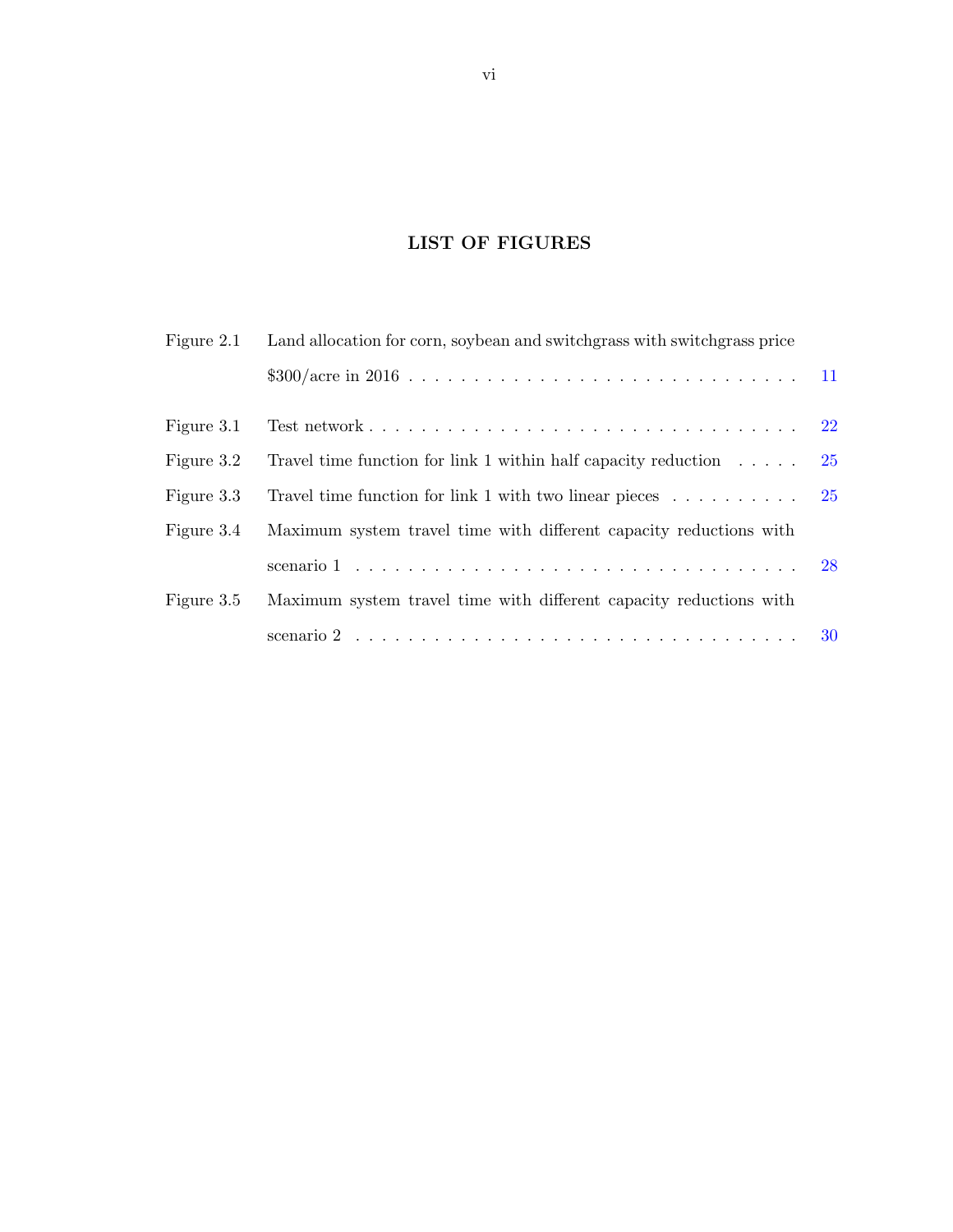# LIST OF FIGURES

| | | |
|---|---|---|
| Figure 2.1 | Land allocation for corn, soybean and switchgrass with switchgrass price $300/acre in 2016 | 11 |
| Figure 3.1 | Test network | 22 |
| Figure 3.2 | Travel time function for link 1 within half capacity reduction | 25 |
| Figure 3.3 | Travel time function for link 1 with two linear pieces | 25 |
| Figure 3.4 | Maximum system travel time with different capacity reductions with scenario 1 | 28 |
| Figure 3.5 | Maximum system travel time with different capacity reductions with scenario 2 | 30 |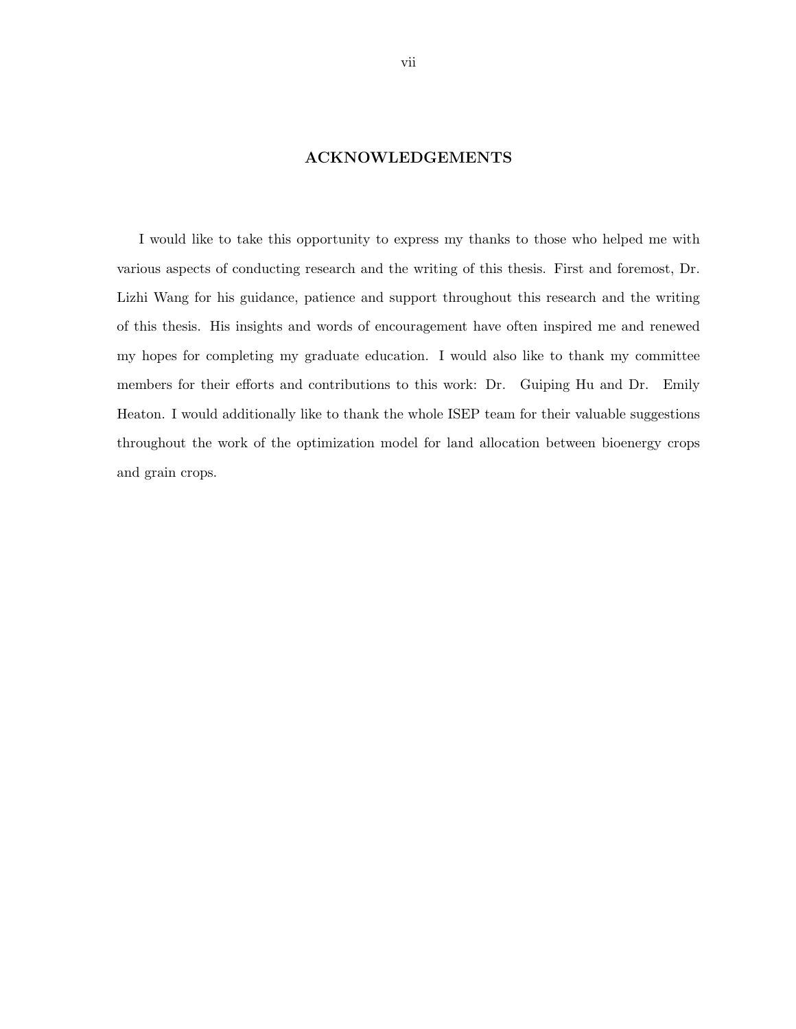# ACKNOWLEDGEMENTS

I would like to take this opportunity to express my thanks to those who helped me with various aspects of conducting research and the writing of this thesis. First and foremost, Dr. Lizhi Wang for his guidance, patience and support throughout this research and the writing of this thesis. His insights and words of encouragement have often inspired me and renewed my hopes for completing my graduate education. I would also like to thank my committee members for their efforts and contributions to this work: Dr. Guiping Hu and Dr. Emily Heaton. I would additionally like to thank the whole ISEP team for their valuable suggestions throughout the work of the optimization model for land allocation between bioenergy crops and grain crops.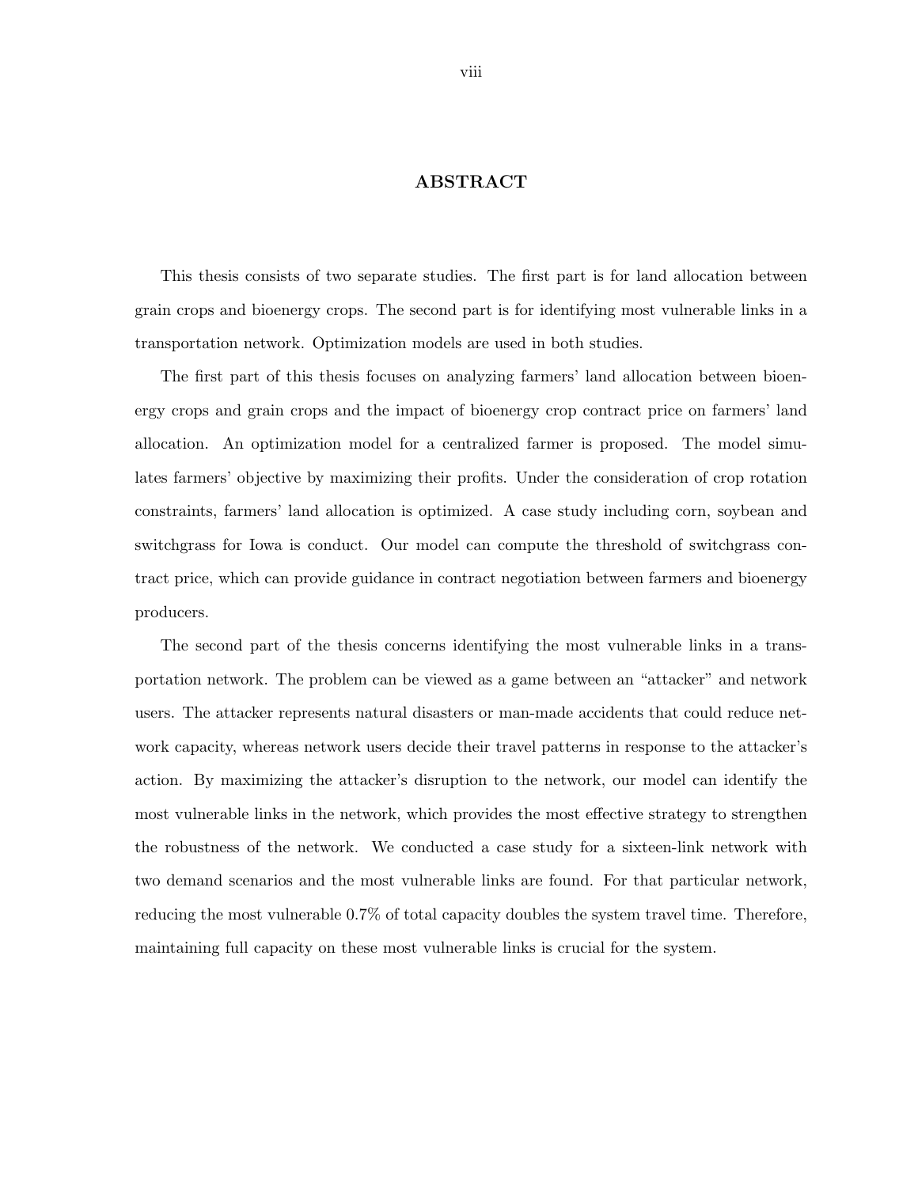# ABSTRACT

This thesis consists of two separate studies. The first part is for land allocation between grain crops and bioenergy crops. The second part is for identifying most vulnerable links in a transportation network. Optimization models are used in both studies.

The first part of this thesis focuses on analyzing farmers' land allocation between bioenergy crops and grain crops and the impact of bioenergy crop contract price on farmers' land allocation. An optimization model for a centralized farmer is proposed. The model simulates farmers' objective by maximizing their profits. Under the consideration of crop rotation constraints, farmers' land allocation is optimized. A case study including corn, soybean and switchgrass for Iowa is conduct. Our model can compute the threshold of switchgrass contract price, which can provide guidance in contract negotiation between farmers and bioenergy producers.

The second part of the thesis concerns identifying the most vulnerable links in a transportation network. The problem can be viewed as a game between an "attacker" and network users. The attacker represents natural disasters or man-made accidents that could reduce network capacity, whereas network users decide their travel patterns in response to the attacker's action. By maximizing the attacker's disruption to the network, our model can identify the most vulnerable links in the network, which provides the most effective strategy to strengthen the robustness of the network. We conducted a case study for a sixteen-link network with two demand scenarios and the most vulnerable links are found. For that particular network, reducing the most vulnerable 0.7% of total capacity doubles the system travel time. Therefore, maintaining full capacity on these most vulnerable links is crucial for the system.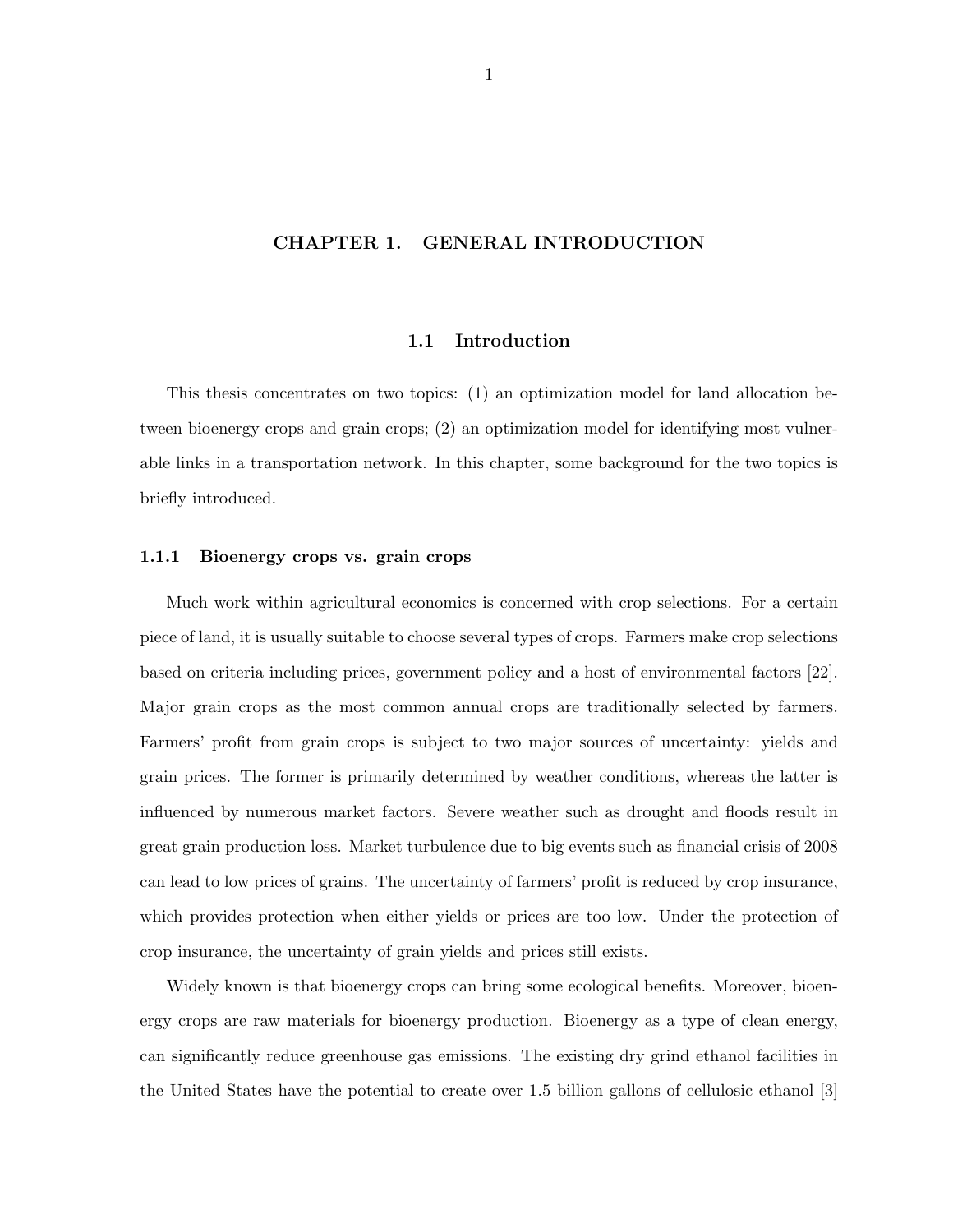# CHAPTER 1. GENERAL INTRODUCTION

## 1.1 Introduction

This thesis concentrates on two topics: (1) an optimization model for land allocation between bioenergy crops and grain crops; (2) an optimization model for identifying most vulnerable links in a transportation network. In this chapter, some background for the two topics is briefly introduced.

### 1.1.1 Bioenergy crops vs. grain crops

Much work within agricultural economics is concerned with crop selections. For a certain piece of land, it is usually suitable to choose several types of crops. Farmers make crop selections based on criteria including prices, government policy and a host of environmental factors [22]. Major grain crops as the most common annual crops are traditionally selected by farmers. Farmers' profit from grain crops is subject to two major sources of uncertainty: yields and grain prices. The former is primarily determined by weather conditions, whereas the latter is influenced by numerous market factors. Severe weather such as drought and floods result in great grain production loss. Market turbulence due to big events such as financial crisis of 2008 can lead to low prices of grains. The uncertainty of farmers' profit is reduced by crop insurance, which provides protection when either yields or prices are too low. Under the protection of crop insurance, the uncertainty of grain yields and prices still exists.

Widely known is that bioenergy crops can bring some ecological benefits. Moreover, bioenergy crops are raw materials for bioenergy production. Bioenergy as a type of clean energy, can significantly reduce greenhouse gas emissions. The existing dry grind ethanol facilities in the United States have the potential to create over 1.5 billion gallons of cellulosic ethanol [3]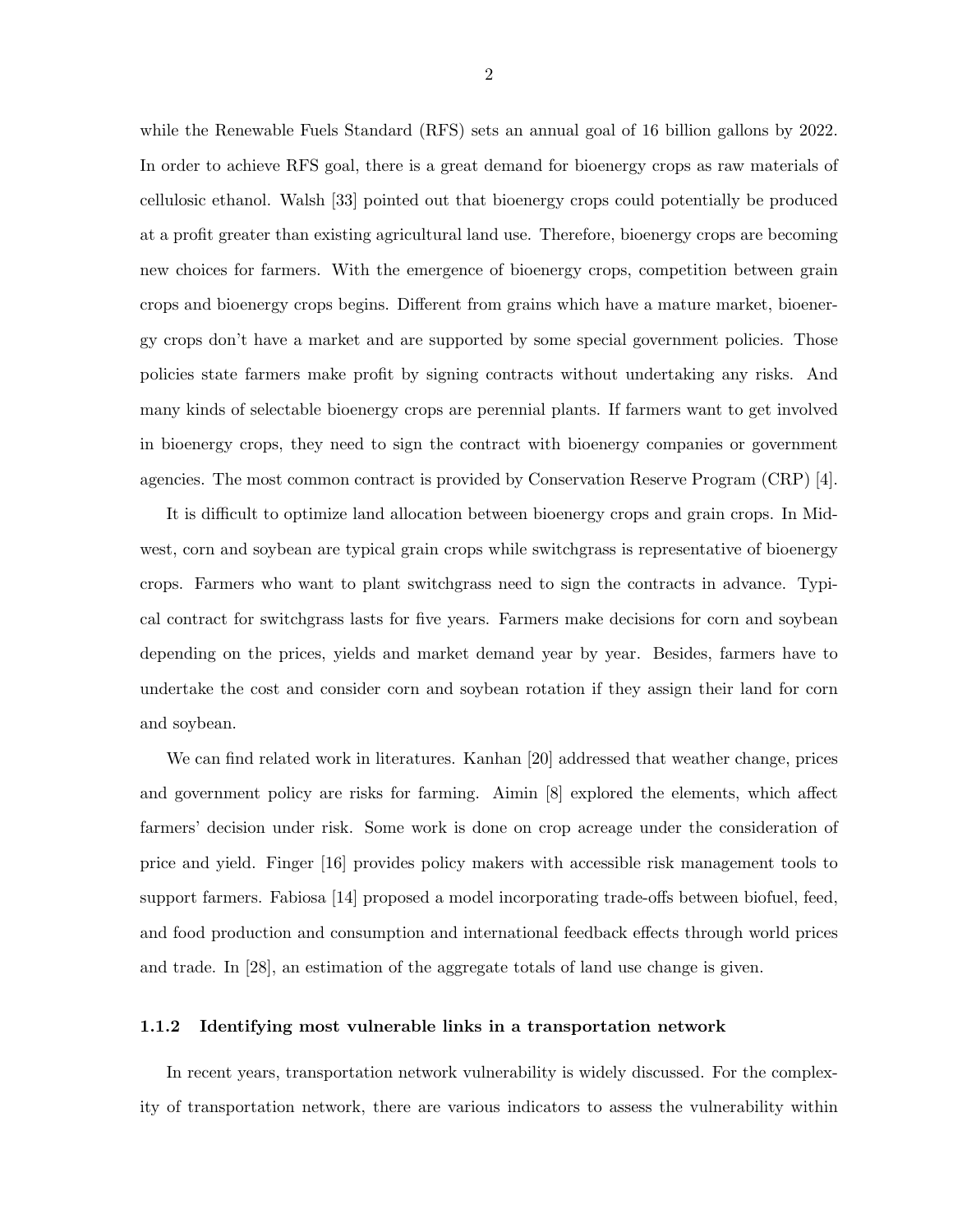while the Renewable Fuels Standard (RFS) sets an annual goal of 16 billion gallons by 2022. In order to achieve RFS goal, there is a great demand for bioenergy crops as raw materials of cellulosic ethanol. Walsh [33] pointed out that bioenergy crops could potentially be produced at a profit greater than existing agricultural land use. Therefore, bioenergy crops are becoming new choices for farmers. With the emergence of bioenergy crops, competition between grain crops and bioenergy crops begins. Different from grains which have a mature market, bioenergy crops don't have a market and are supported by some special government policies. Those policies state farmers make profit by signing contracts without undertaking any risks. And many kinds of selectable bioenergy crops are perennial plants. If farmers want to get involved in bioenergy crops, they need to sign the contract with bioenergy companies or government agencies. The most common contract is provided by Conservation Reserve Program (CRP) [4].

It is difficult to optimize land allocation between bioenergy crops and grain crops. In Midwest, corn and soybean are typical grain crops while switchgrass is representative of bioenergy crops. Farmers who want to plant switchgrass need to sign the contracts in advance. Typical contract for switchgrass lasts for five years. Farmers make decisions for corn and soybean depending on the prices, yields and market demand year by year. Besides, farmers have to undertake the cost and consider corn and soybean rotation if they assign their land for corn and soybean.

We can find related work in literatures. Kanhan [20] addressed that weather change, prices and government policy are risks for farming. Aimin [8] explored the elements, which affect farmers' decision under risk. Some work is done on crop acreage under the consideration of price and yield. Finger [16] provides policy makers with accessible risk management tools to support farmers. Fabiosa [14] proposed a model incorporating trade-offs between biofuel, feed, and food production and consumption and international feedback effects through world prices and trade. In [28], an estimation of the aggregate totals of land use change is given.

### 1.1.2 Identifying most vulnerable links in a transportation network

In recent years, transportation network vulnerability is widely discussed. For the complexity of transportation network, there are various indicators to assess the vulnerability within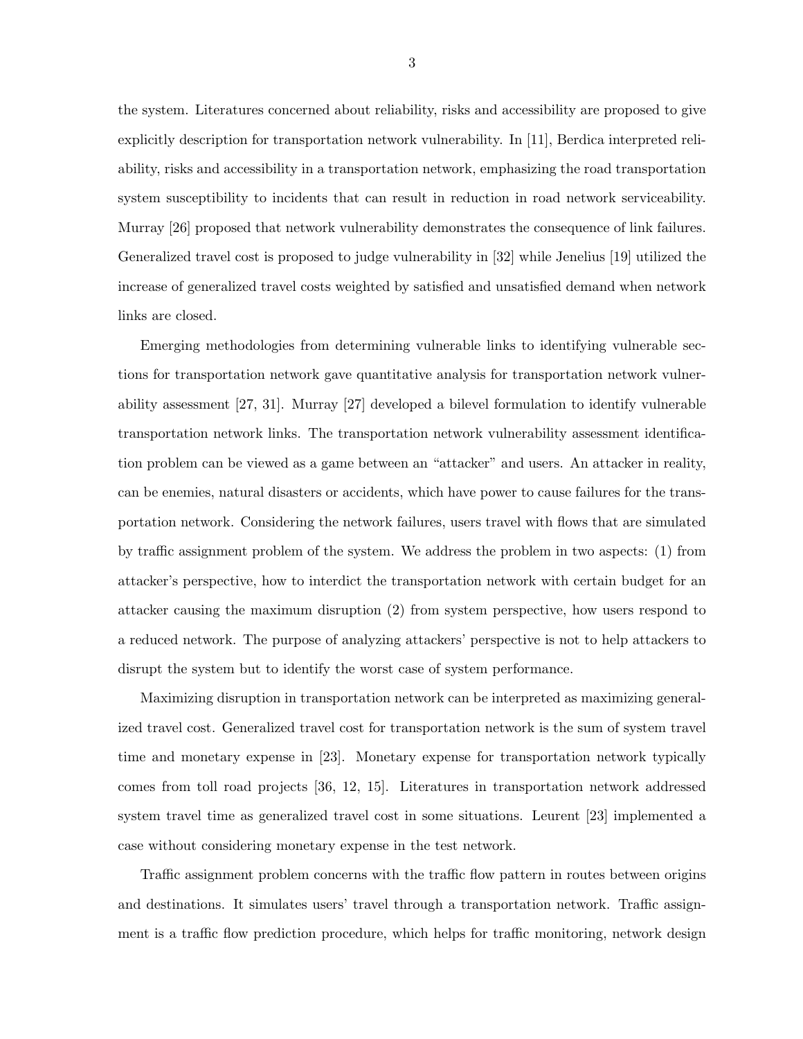the system. Literatures concerned about reliability, risks and accessibility are proposed to give explicitly description for transportation network vulnerability. In [11], Berdica interpreted reliability, risks and accessibility in a transportation network, emphasizing the road transportation system susceptibility to incidents that can result in reduction in road network serviceability. Murray [26] proposed that network vulnerability demonstrates the consequence of link failures. Generalized travel cost is proposed to judge vulnerability in [32] while Jenelius [19] utilized the increase of generalized travel costs weighted by satisfied and unsatisfied demand when network links are closed.

Emerging methodologies from determining vulnerable links to identifying vulnerable sections for transportation network gave quantitative analysis for transportation network vulnerability assessment [27, 31]. Murray [27] developed a bilevel formulation to identify vulnerable transportation network links. The transportation network vulnerability assessment identification problem can be viewed as a game between an "attacker" and users. An attacker in reality, can be enemies, natural disasters or accidents, which have power to cause failures for the transportation network. Considering the network failures, users travel with flows that are simulated by traffic assignment problem of the system. We address the problem in two aspects: (1) from attacker's perspective, how to interdict the transportation network with certain budget for an attacker causing the maximum disruption (2) from system perspective, how users respond to a reduced network. The purpose of analyzing attackers' perspective is not to help attackers to disrupt the system but to identify the worst case of system performance.

Maximizing disruption in transportation network can be interpreted as maximizing generalized travel cost. Generalized travel cost for transportation network is the sum of system travel time and monetary expense in [23]. Monetary expense for transportation network typically comes from toll road projects [36, 12, 15]. Literatures in transportation network addressed system travel time as generalized travel cost in some situations. Leurent [23] implemented a case without considering monetary expense in the test network.

Traffic assignment problem concerns with the traffic flow pattern in routes between origins and destinations. It simulates users' travel through a transportation network. Traffic assignment is a traffic flow prediction procedure, which helps for traffic monitoring, network design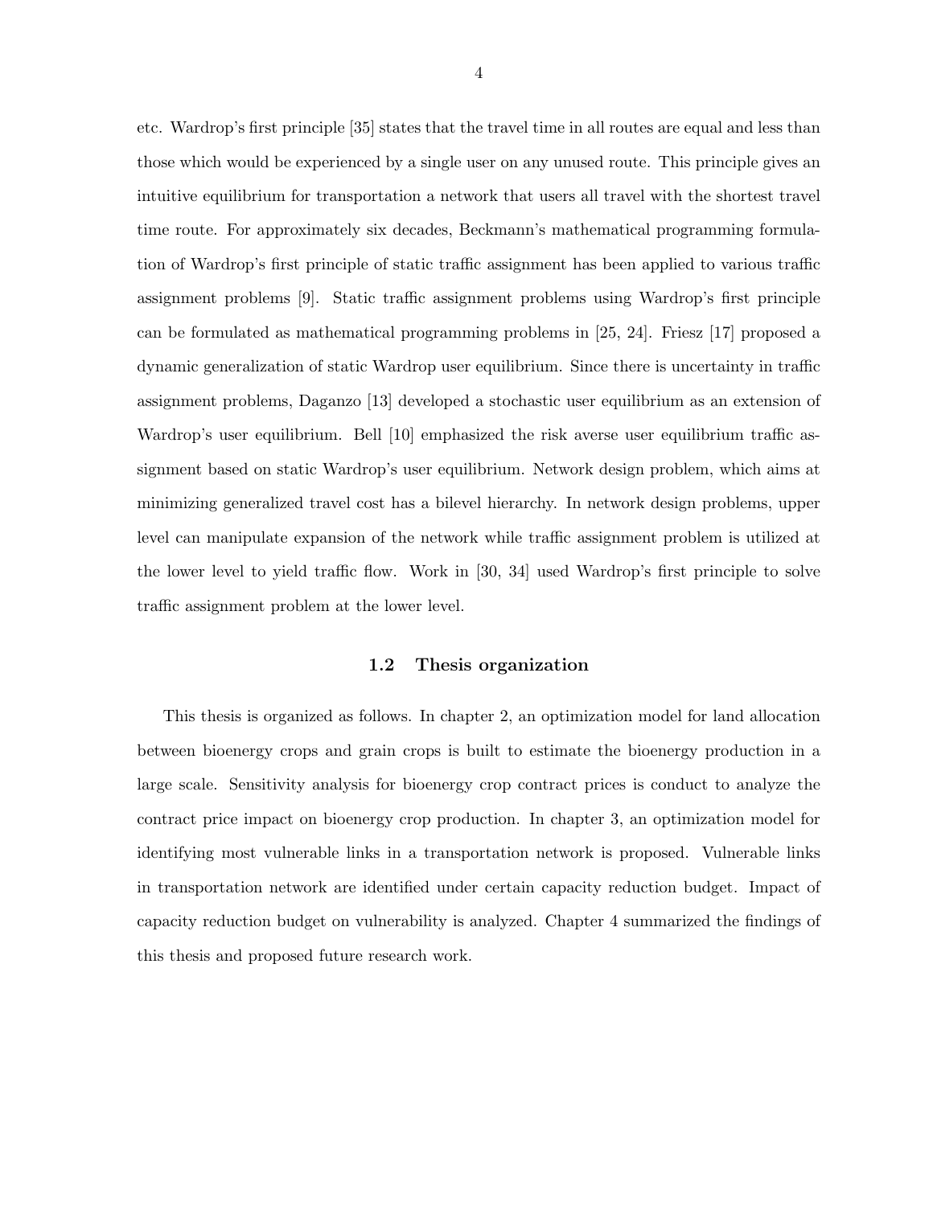etc. Wardrop's first principle [35] states that the travel time in all routes are equal and less than those which would be experienced by a single user on any unused route. This principle gives an intuitive equilibrium for transportation a network that users all travel with the shortest travel time route. For approximately six decades, Beckmann's mathematical programming formulation of Wardrop's first principle of static traffic assignment has been applied to various traffic assignment problems [9]. Static traffic assignment problems using Wardrop's first principle can be formulated as mathematical programming problems in [25, 24]. Friesz [17] proposed a dynamic generalization of static Wardrop user equilibrium. Since there is uncertainty in traffic assignment problems, Daganzo [13] developed a stochastic user equilibrium as an extension of Wardrop's user equilibrium. Bell [10] emphasized the risk averse user equilibrium traffic assignment based on static Wardrop's user equilibrium. Network design problem, which aims at minimizing generalized travel cost has a bilevel hierarchy. In network design problems, upper level can manipulate expansion of the network while traffic assignment problem is utilized at the lower level to yield traffic flow. Work in [30, 34] used Wardrop's first principle to solve traffic assignment problem at the lower level.

## 1.2 Thesis organization

This thesis is organized as follows. In chapter 2, an optimization model for land allocation between bioenergy crops and grain crops is built to estimate the bioenergy production in a large scale. Sensitivity analysis for bioenergy crop contract prices is conduct to analyze the contract price impact on bioenergy crop production. In chapter 3, an optimization model for identifying most vulnerable links in a transportation network is proposed. Vulnerable links in transportation network are identified under certain capacity reduction budget. Impact of capacity reduction budget on vulnerability is analyzed. Chapter 4 summarized the findings of this thesis and proposed future research work.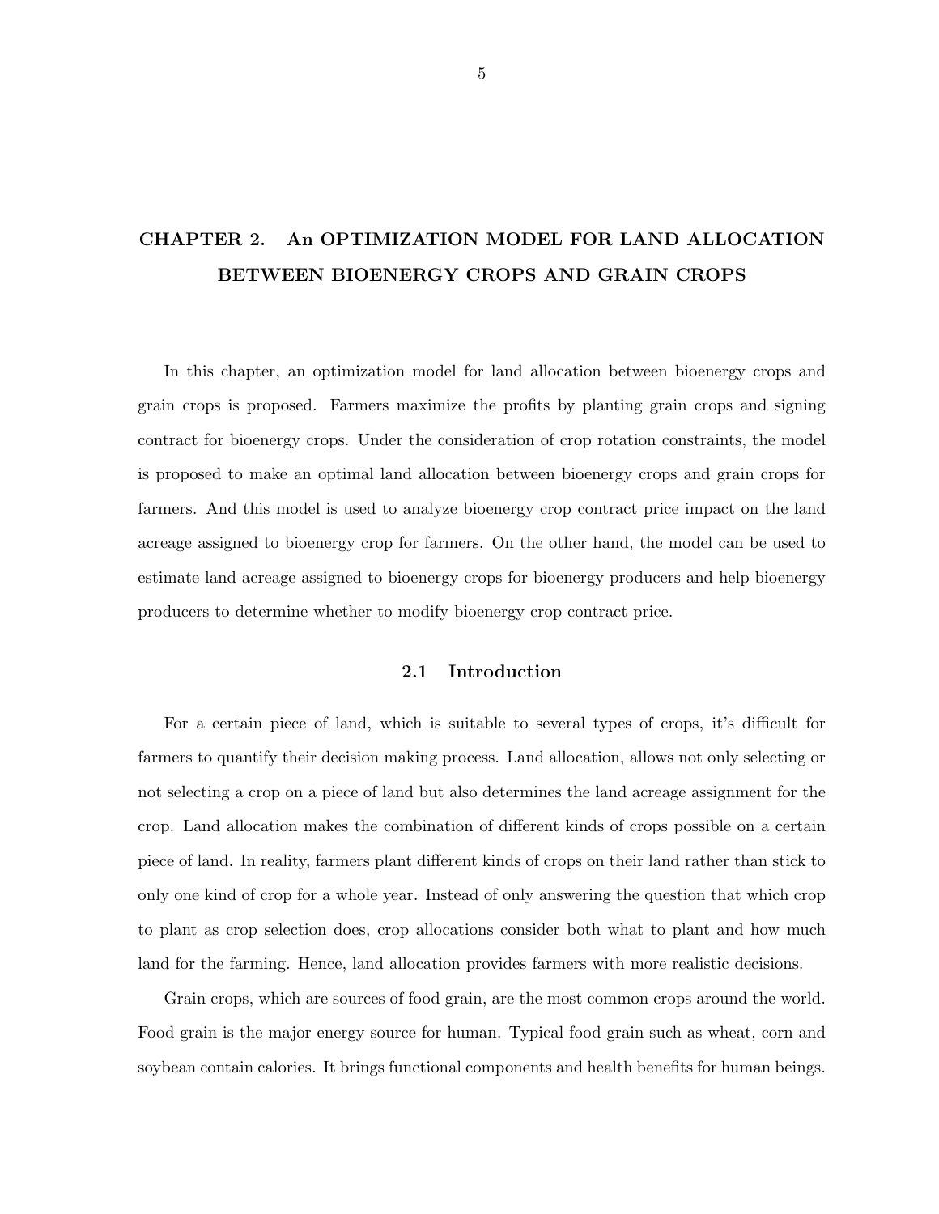# CHAPTER 2. An OPTIMIZATION MODEL FOR LAND ALLOCATION BETWEEN BIOENERGY CROPS AND GRAIN CROPS

In this chapter, an optimization model for land allocation between bioenergy crops and grain crops is proposed. Farmers maximize the profits by planting grain crops and signing contract for bioenergy crops. Under the consideration of crop rotation constraints, the model is proposed to make an optimal land allocation between bioenergy crops and grain crops for farmers. And this model is used to analyze bioenergy crop contract price impact on the land acreage assigned to bioenergy crop for farmers. On the other hand, the model can be used to estimate land acreage assigned to bioenergy crops for bioenergy producers and help bioenergy producers to determine whether to modify bioenergy crop contract price.

## 2.1 Introduction

For a certain piece of land, which is suitable to several types of crops, it's difficult for farmers to quantify their decision making process. Land allocation, allows not only selecting or not selecting a crop on a piece of land but also determines the land acreage assignment for the crop. Land allocation makes the combination of different kinds of crops possible on a certain piece of land. In reality, farmers plant different kinds of crops on their land rather than stick to only one kind of crop for a whole year. Instead of only answering the question that which crop to plant as crop selection does, crop allocations consider both what to plant and how much land for the farming. Hence, land allocation provides farmers with more realistic decisions.

Grain crops, which are sources of food grain, are the most common crops around the world. Food grain is the major energy source for human. Typical food grain such as wheat, corn and soybean contain calories. It brings functional components and health benefits for human beings.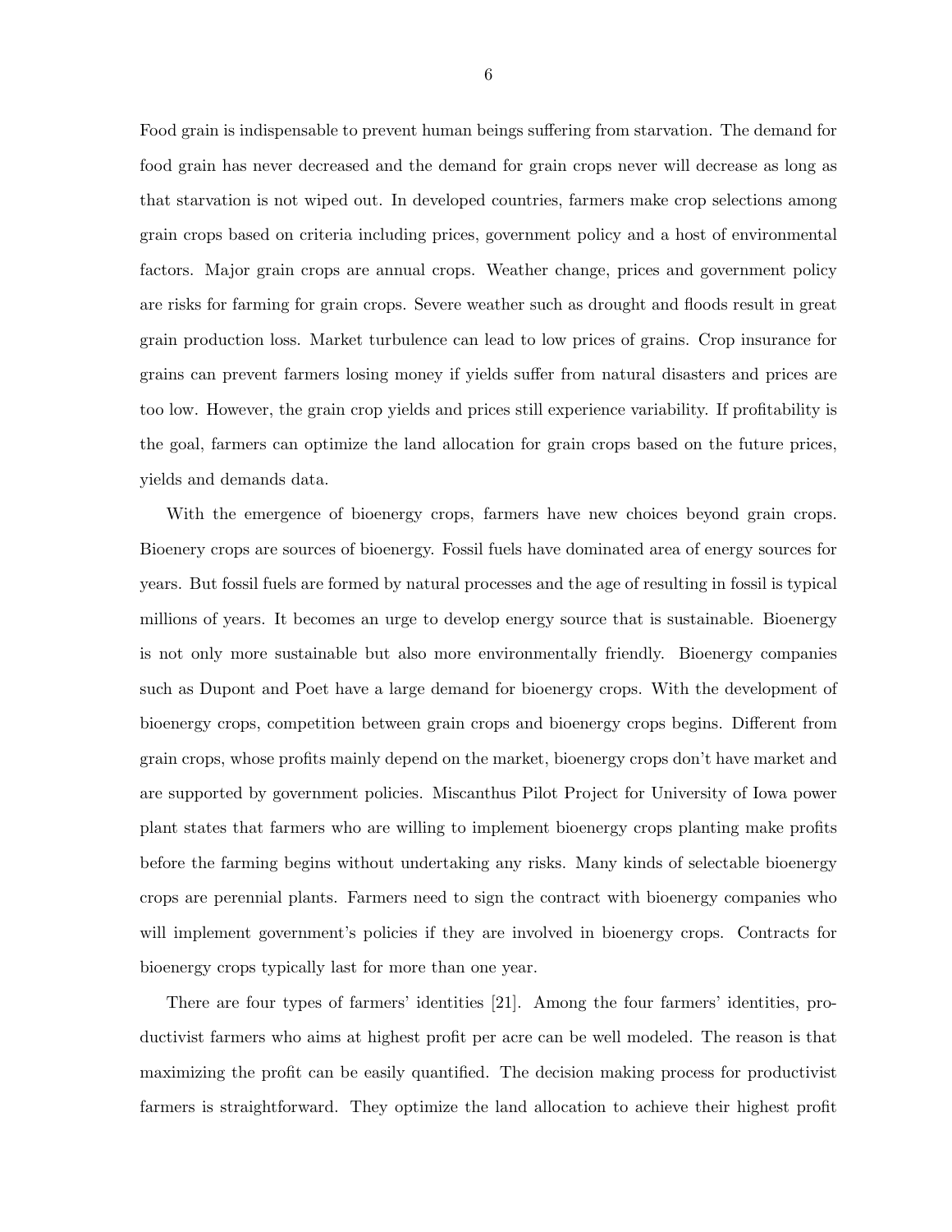Food grain is indispensable to prevent human beings suffering from starvation. The demand for food grain has never decreased and the demand for grain crops never will decrease as long as that starvation is not wiped out. In developed countries, farmers make crop selections among grain crops based on criteria including prices, government policy and a host of environmental factors. Major grain crops are annual crops. Weather change, prices and government policy are risks for farming for grain crops. Severe weather such as drought and floods result in great grain production loss. Market turbulence can lead to low prices of grains. Crop insurance for grains can prevent farmers losing money if yields suffer from natural disasters and prices are too low. However, the grain crop yields and prices still experience variability. If profitability is the goal, farmers can optimize the land allocation for grain crops based on the future prices, yields and demands data.

With the emergence of bioenergy crops, farmers have new choices beyond grain crops. Bioenery crops are sources of bioenergy. Fossil fuels have dominated area of energy sources for years. But fossil fuels are formed by natural processes and the age of resulting in fossil is typical millions of years. It becomes an urge to develop energy source that is sustainable. Bioenergy is not only more sustainable but also more environmentally friendly. Bioenergy companies such as Dupont and Poet have a large demand for bioenergy crops. With the development of bioenergy crops, competition between grain crops and bioenergy crops begins. Different from grain crops, whose profits mainly depend on the market, bioenergy crops don't have market and are supported by government policies. Miscanthus Pilot Project for University of Iowa power plant states that farmers who are willing to implement bioenergy crops planting make profits before the farming begins without undertaking any risks. Many kinds of selectable bioenergy crops are perennial plants. Farmers need to sign the contract with bioenergy companies who will implement government's policies if they are involved in bioenergy crops. Contracts for bioenergy crops typically last for more than one year.

There are four types of farmers' identities [21]. Among the four farmers' identities, productivist farmers who aims at highest profit per acre can be well modeled. The reason is that maximizing the profit can be easily quantified. The decision making process for productivist farmers is straightforward. They optimize the land allocation to achieve their highest profit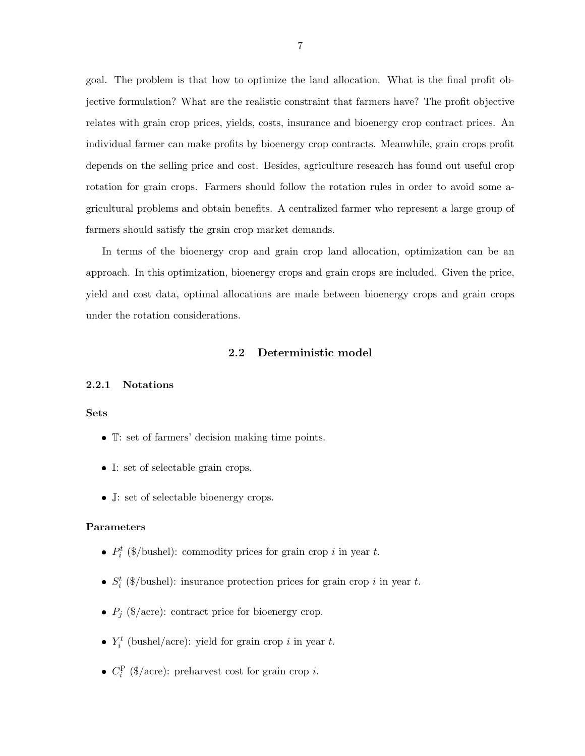goal. The problem is that how to optimize the land allocation. What is the final profit objective formulation? What are the realistic constraint that farmers have? The profit objective relates with grain crop prices, yields, costs, insurance and bioenergy crop contract prices. An individual farmer can make profits by bioenergy crop contracts. Meanwhile, grain crops profit depends on the selling price and cost. Besides, agriculture research has found out useful crop rotation for grain crops. Farmers should follow the rotation rules in order to avoid some agricultural problems and obtain benefits. A centralized farmer who represent a large group of farmers should satisfy the grain crop market demands.

In terms of the bioenergy crop and grain crop land allocation, optimization can be an approach. In this optimization, bioenergy crops and grain crops are included. Given the price, yield and cost data, optimal allocations are made between bioenergy crops and grain crops under the rotation considerations.

## 2.2 Deterministic model

### 2.2.1 Notations

**Sets**

- $\mathbb{T}$: set of farmers' decision making time points.
- $\mathbb{I}$: set of selectable grain crops.
- $\mathbb{J}$: set of selectable bioenergy crops.

**Parameters**

- $P_i^t$ (\$/bushel): commodity prices for grain crop $i$ in year $t$.
- $S_i^t$ (\$/bushel): insurance protection prices for grain crop $i$ in year $t$.
- $P_j$ (\$/acre): contract price for bioenergy crop.
- $Y_i^t$ (bushel/acre): yield for grain crop $i$ in year $t$.
- $C_i^{\mathrm{P}}$ (\$/acre): preharvest cost for grain crop $i$.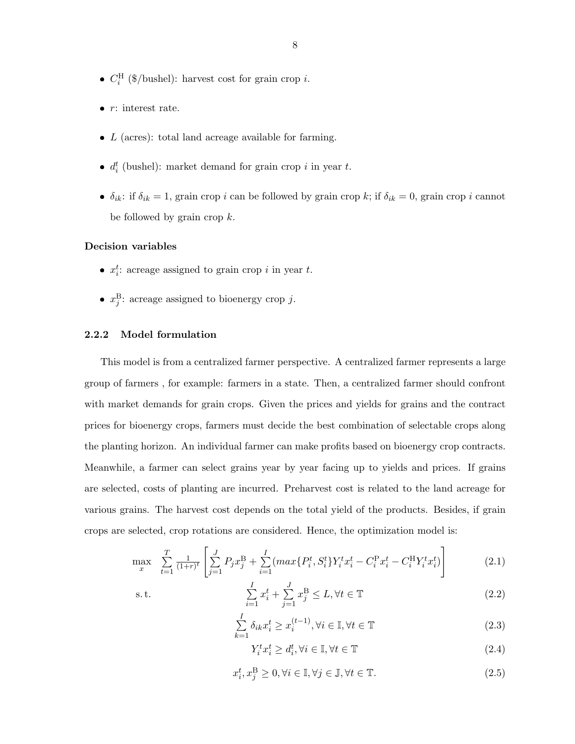- $C_i^{\mathrm{H}}$ (\$/bushel): harvest cost for grain crop $i$.
- $r$: interest rate.
- $L$ (acres): total land acreage available for farming.
- $d_i^t$ (bushel): market demand for grain crop $i$ in year $t$.
- $\delta_{ik}$: if $\delta_{ik} = 1$, grain crop $i$ can be followed by grain crop $k$; if $\delta_{ik} = 0$, grain crop $i$ cannot be followed by grain crop $k$.

**Decision variables**

- $x_i^t$: acreage assigned to grain crop $i$ in year $t$.
- $x_j^{\mathrm{B}}$: acreage assigned to bioenergy crop $j$.

### 2.2.2 Model formulation

This model is from a centralized farmer perspective. A centralized farmer represents a large group of farmers , for example: farmers in a state. Then, a centralized farmer should confront with market demands for grain crops. Given the prices and yields for grains and the contract prices for bioenergy crops, farmers must decide the best combination of selectable crops along the planting horizon. An individual farmer can make profits based on bioenergy crop contracts. Meanwhile, a farmer can select grains year by year facing up to yields and prices. If grains are selected, costs of planting are incurred. Preharvest cost is related to the land acreage for various grains. The harvest cost depends on the total yield of the products. Besides, if grain crops are selected, crop rotations are considered. Hence, the optimization model is:

$$\max_{x} \quad \sum_{t=1}^{T} \frac{1}{(1+r)^t} \left[ \sum_{j=1}^{J} P_j x_j^{\mathrm{B}} + \sum_{i=1}^{I} (max\{P_i^t, S_i^t\} Y_i^t x_i^t - C_i^{\mathrm{P}} x_i^t - C_i^{\mathrm{H}} Y_i^t x_i^t) \right] \tag{2.1}$$

$$\text{s.t.} \quad \sum_{i=1}^{I} x_i^t + \sum_{j=1}^{J} x_j^{\mathrm{B}} \leq L, \forall t \in \mathbb{T} \tag{2.2}$$

$$\sum_{k=1}^{I} \delta_{ik} x_i^t \geq x_i^{(t-1)}, \forall i \in \mathbb{I}, \forall t \in \mathbb{T} \tag{2.3}$$

$$Y_i^t x_i^t \geq d_i^t, \forall i \in \mathbb{I}, \forall t \in \mathbb{T} \tag{2.4}$$

$$x_i^t, x_j^{\mathrm{B}} \geq 0, \forall i \in \mathbb{I}, \forall j \in \mathbb{J}, \forall t \in \mathbb{T}. \tag{2.5}$$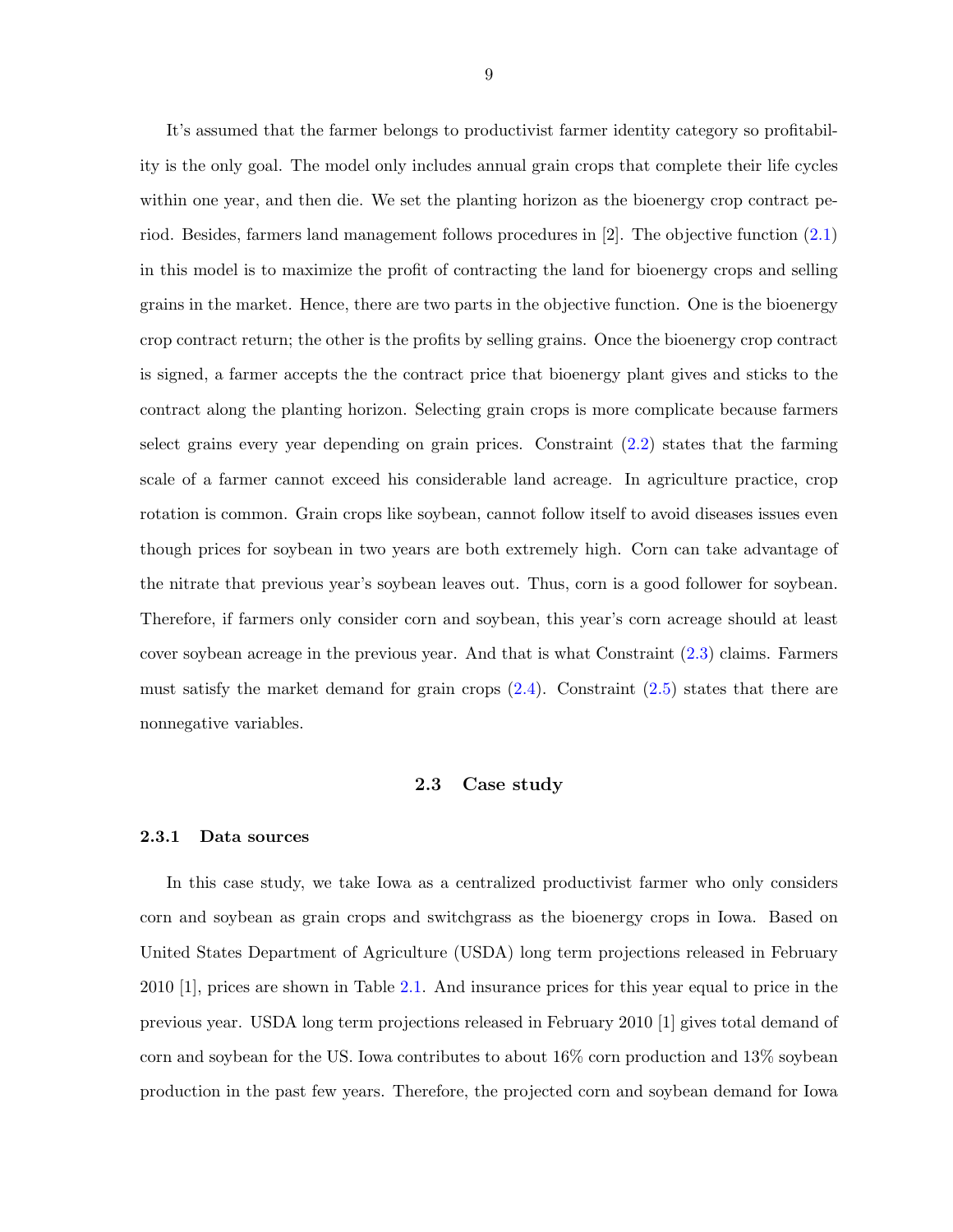It's assumed that the farmer belongs to productivist farmer identity category so profitability is the only goal. The model only includes annual grain crops that complete their life cycles within one year, and then die. We set the planting horizon as the bioenergy crop contract period. Besides, farmers land management follows procedures in [2]. The objective function (2.1) in this model is to maximize the profit of contracting the land for bioenergy crops and selling grains in the market. Hence, there are two parts in the objective function. One is the bioenergy crop contract return; the other is the profits by selling grains. Once the bioenergy crop contract is signed, a farmer accepts the the contract price that bioenergy plant gives and sticks to the contract along the planting horizon. Selecting grain crops is more complicate because farmers select grains every year depending on grain prices. Constraint (2.2) states that the farming scale of a farmer cannot exceed his considerable land acreage. In agriculture practice, crop rotation is common. Grain crops like soybean, cannot follow itself to avoid diseases issues even though prices for soybean in two years are both extremely high. Corn can take advantage of the nitrate that previous year's soybean leaves out. Thus, corn is a good follower for soybean. Therefore, if farmers only consider corn and soybean, this year's corn acreage should at least cover soybean acreage in the previous year. And that is what Constraint (2.3) claims. Farmers must satisfy the market demand for grain crops (2.4). Constraint (2.5) states that there are nonnegative variables.

## 2.3 Case study

### 2.3.1 Data sources

In this case study, we take Iowa as a centralized productivist farmer who only considers corn and soybean as grain crops and switchgrass as the bioenergy crops in Iowa. Based on United States Department of Agriculture (USDA) long term projections released in February 2010 [1], prices are shown in Table 2.1. And insurance prices for this year equal to price in the previous year. USDA long term projections released in February 2010 [1] gives total demand of corn and soybean for the US. Iowa contributes to about 16% corn production and 13% soybean production in the past few years. Therefore, the projected corn and soybean demand for Iowa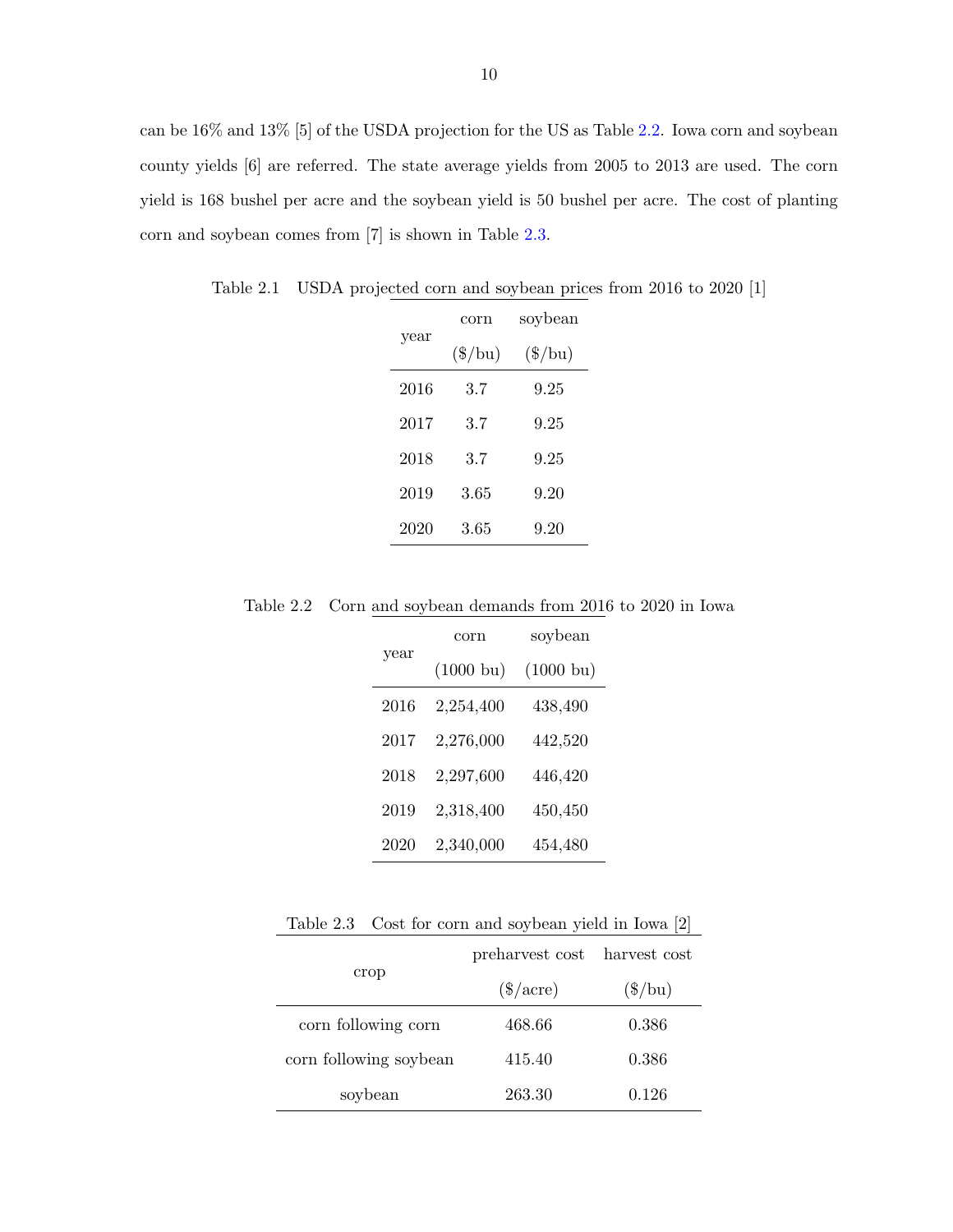can be 16% and 13% [5] of the USDA projection for the US as Table 2.2. Iowa corn and soybean county yields [6] are referred. The state average yields from 2005 to 2013 are used. The corn yield is 168 bushel per acre and the soybean yield is 50 bushel per acre. The cost of planting corn and soybean comes from [7] is shown in Table 2.3.

Table 2.1 USDA projected corn and soybean prices from 2016 to 2020 [1]

| year | corn ($/bu) | soybean ($/bu) |
|---|---|---|
| 2016 | 3.7 | 9.25 |
| 2017 | 3.7 | 9.25 |
| 2018 | 3.7 | 9.25 |
| 2019 | 3.65 | 9.20 |
| 2020 | 3.65 | 9.20 |

Table 2.2 Corn and soybean demands from 2016 to 2020 in Iowa

| year | corn (1000 bu) | soybean (1000 bu) |
|---|---|---|
| 2016 | 2,254,400 | 438,490 |
| 2017 | 2,276,000 | 442,520 |
| 2018 | 2,297,600 | 446,420 |
| 2019 | 2,318,400 | 450,450 |
| 2020 | 2,340,000 | 454,480 |

Table 2.3 Cost for corn and soybean yield in Iowa [2]

| crop | preharvest cost ($/acre) | harvest cost ($/bu) |
|---|---|---|
| corn following corn | 468.66 | 0.386 |
| corn following soybean | 415.40 | 0.386 |
| soybean | 263.30 | 0.126 |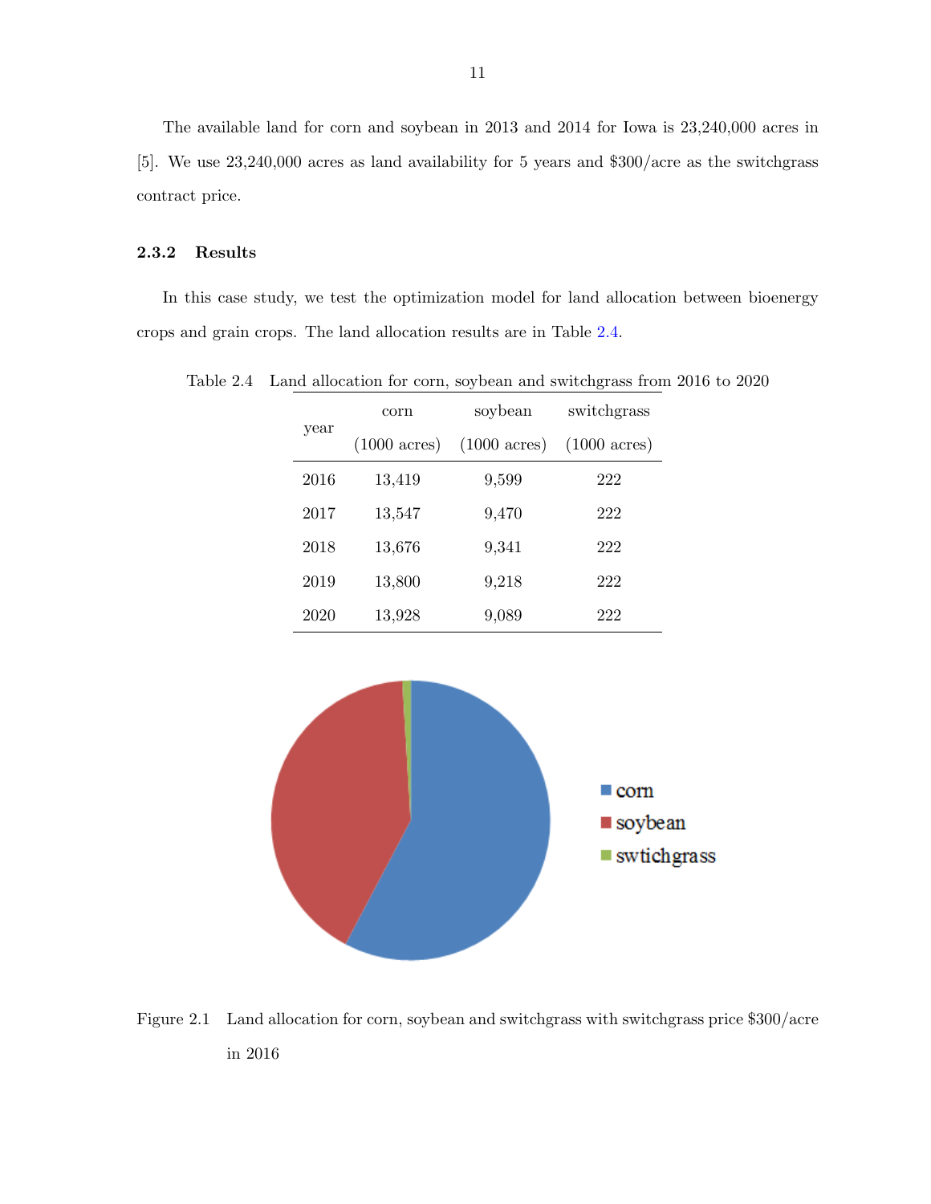The available land for corn and soybean in 2013 and 2014 for Iowa is 23,240,000 acres in [5]. We use 23,240,000 acres as land availability for 5 years and $300/acre as the switchgrass contract price.

### 2.3.2 Results

In this case study, we test the optimization model for land allocation between bioenergy crops and grain crops. The land allocation results are in Table 2.4.

Table 2.4 Land allocation for corn, soybean and switchgrass from 2016 to 2020

| year | corn (1000 acres) | soybean (1000 acres) | switchgrass (1000 acres) |
|---|---|---|---|
| 2016 | 13,419 | 9,599 | 222 |
| 2017 | 13,547 | 9,470 | 222 |
| 2018 | 13,676 | 9,341 | 222 |
| 2019 | 13,800 | 9,218 | 222 |
| 2020 | 13,928 | 9,089 | 222 |

Figure 2.1 Land allocation for corn, soybean and switchgrass with switchgrass price $300/acre in 2016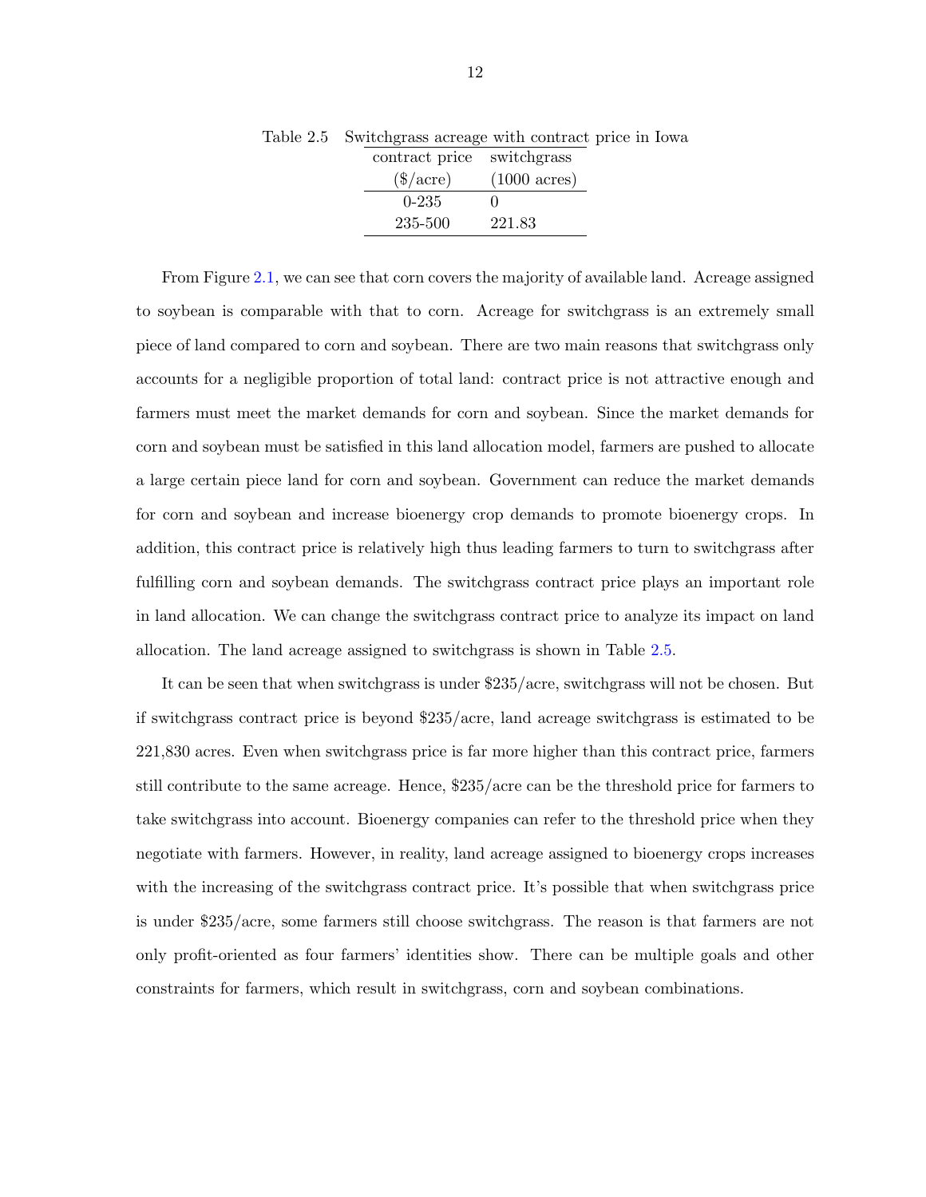Table 2.5 Switchgrass acreage with contract price in Iowa

| contract price ($/acre) | switchgrass (1000 acres) |
| --- | --- |
| 0-235 | 0 |
| 235-500 | 221.83 |

From Figure 2.1, we can see that corn covers the majority of available land. Acreage assigned to soybean is comparable with that to corn. Acreage for switchgrass is an extremely small piece of land compared to corn and soybean. There are two main reasons that switchgrass only accounts for a negligible proportion of total land: contract price is not attractive enough and farmers must meet the market demands for corn and soybean. Since the market demands for corn and soybean must be satisfied in this land allocation model, farmers are pushed to allocate a large certain piece land for corn and soybean. Government can reduce the market demands for corn and soybean and increase bioenergy crop demands to promote bioenergy crops. In addition, this contract price is relatively high thus leading farmers to turn to switchgrass after fulfilling corn and soybean demands. The switchgrass contract price plays an important role in land allocation. We can change the switchgrass contract price to analyze its impact on land allocation. The land acreage assigned to switchgrass is shown in Table 2.5.

It can be seen that when switchgrass is under $235/acre, switchgrass will not be chosen. But if switchgrass contract price is beyond $235/acre, land acreage switchgrass is estimated to be 221,830 acres. Even when switchgrass price is far more higher than this contract price, farmers still contribute to the same acreage. Hence, $235/acre can be the threshold price for farmers to take switchgrass into account. Bioenergy companies can refer to the threshold price when they negotiate with farmers. However, in reality, land acreage assigned to bioenergy crops increases with the increasing of the switchgrass contract price. It's possible that when switchgrass price is under $235/acre, some farmers still choose switchgrass. The reason is that farmers are not only profit-oriented as four farmers' identities show. There can be multiple goals and other constraints for farmers, which result in switchgrass, corn and soybean combinations.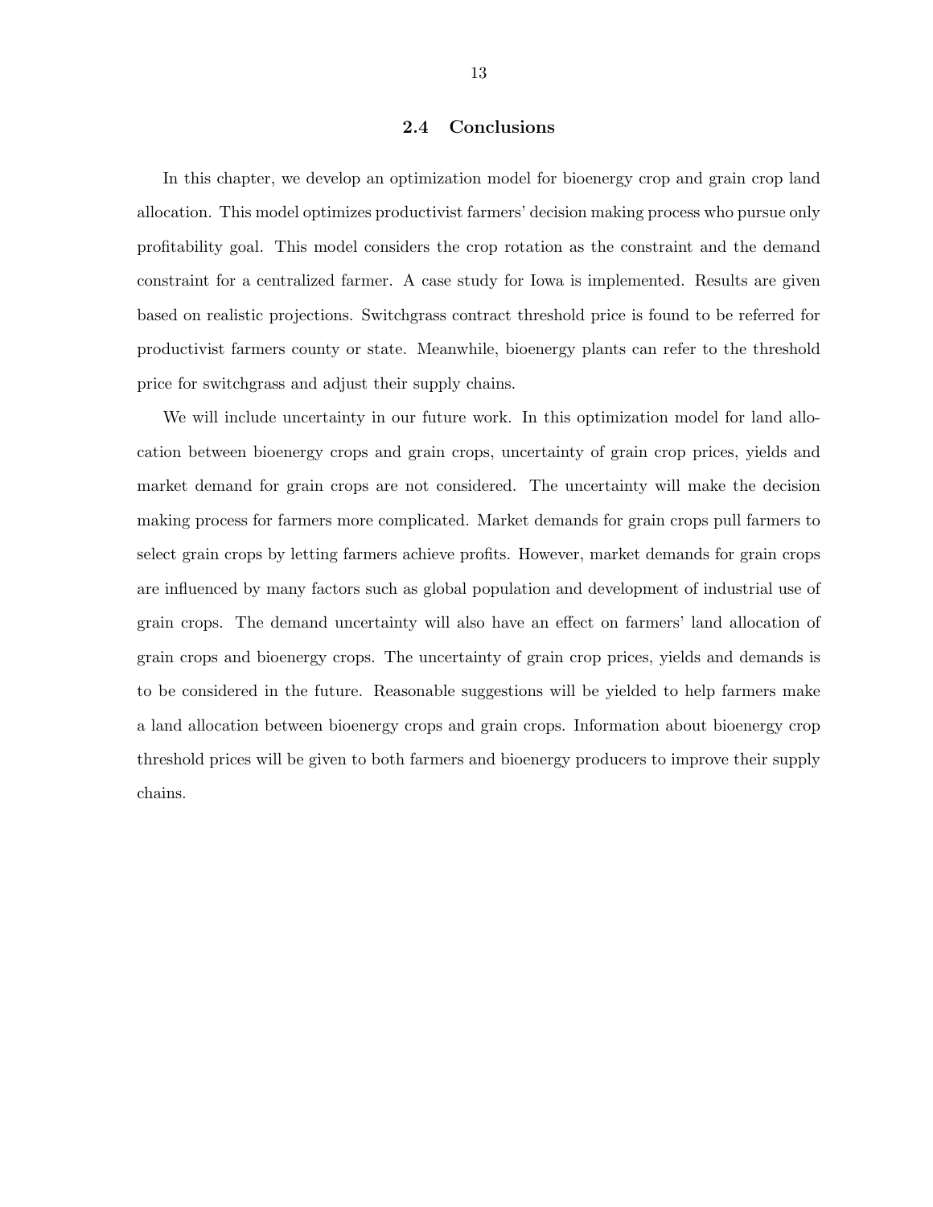## 2.4 Conclusions

In this chapter, we develop an optimization model for bioenergy crop and grain crop land allocation. This model optimizes productivist farmers' decision making process who pursue only profitability goal. This model considers the crop rotation as the constraint and the demand constraint for a centralized farmer. A case study for Iowa is implemented. Results are given based on realistic projections. Switchgrass contract threshold price is found to be referred for productivist farmers county or state. Meanwhile, bioenergy plants can refer to the threshold price for switchgrass and adjust their supply chains.

We will include uncertainty in our future work. In this optimization model for land allocation between bioenergy crops and grain crops, uncertainty of grain crop prices, yields and market demand for grain crops are not considered. The uncertainty will make the decision making process for farmers more complicated. Market demands for grain crops pull farmers to select grain crops by letting farmers achieve profits. However, market demands for grain crops are influenced by many factors such as global population and development of industrial use of grain crops. The demand uncertainty will also have an effect on farmers' land allocation of grain crops and bioenergy crops. The uncertainty of grain crop prices, yields and demands is to be considered in the future. Reasonable suggestions will be yielded to help farmers make a land allocation between bioenergy crops and grain crops. Information about bioenergy crop threshold prices will be given to both farmers and bioenergy producers to improve their supply chains.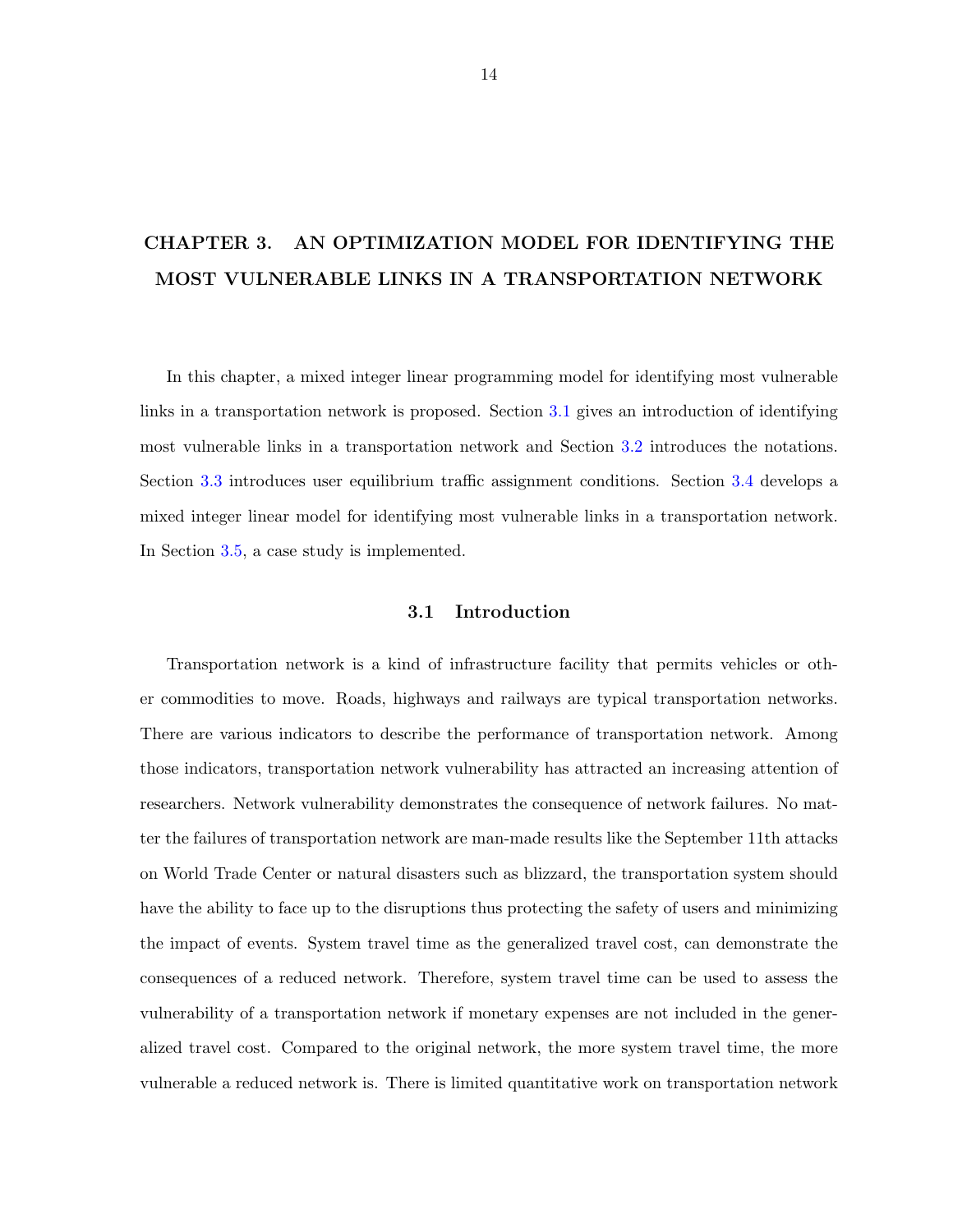# CHAPTER 3. AN OPTIMIZATION MODEL FOR IDENTIFYING THE MOST VULNERABLE LINKS IN A TRANSPORTATION NETWORK

In this chapter, a mixed integer linear programming model for identifying most vulnerable links in a transportation network is proposed. Section 3.1 gives an introduction of identifying most vulnerable links in a transportation network and Section 3.2 introduces the notations. Section 3.3 introduces user equilibrium traffic assignment conditions. Section 3.4 develops a mixed integer linear model for identifying most vulnerable links in a transportation network. In Section 3.5, a case study is implemented.

## 3.1 Introduction

Transportation network is a kind of infrastructure facility that permits vehicles or other commodities to move. Roads, highways and railways are typical transportation networks. There are various indicators to describe the performance of transportation network. Among those indicators, transportation network vulnerability has attracted an increasing attention of researchers. Network vulnerability demonstrates the consequence of network failures. No matter the failures of transportation network are man-made results like the September 11th attacks on World Trade Center or natural disasters such as blizzard, the transportation system should have the ability to face up to the disruptions thus protecting the safety of users and minimizing the impact of events. System travel time as the generalized travel cost, can demonstrate the consequences of a reduced network. Therefore, system travel time can be used to assess the vulnerability of a transportation network if monetary expenses are not included in the generalized travel cost. Compared to the original network, the more system travel time, the more vulnerable a reduced network is. There is limited quantitative work on transportation network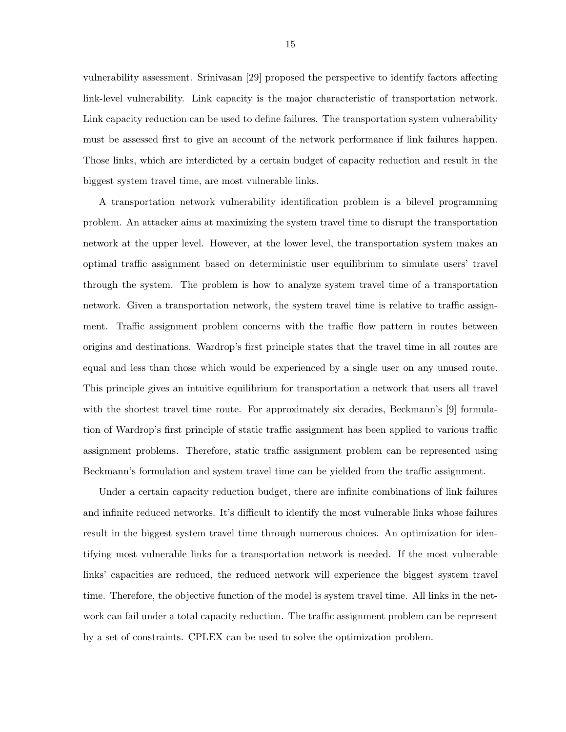vulnerability assessment. Srinivasan [29] proposed the perspective to identify factors affecting link-level vulnerability. Link capacity is the major characteristic of transportation network. Link capacity reduction can be used to define failures. The transportation system vulnerability must be assessed first to give an account of the network performance if link failures happen. Those links, which are interdicted by a certain budget of capacity reduction and result in the biggest system travel time, are most vulnerable links.

A transportation network vulnerability identification problem is a bilevel programming problem. An attacker aims at maximizing the system travel time to disrupt the transportation network at the upper level. However, at the lower level, the transportation system makes an optimal traffic assignment based on deterministic user equilibrium to simulate users' travel through the system. The problem is how to analyze system travel time of a transportation network. Given a transportation network, the system travel time is relative to traffic assignment. Traffic assignment problem concerns with the traffic flow pattern in routes between origins and destinations. Wardrop's first principle states that the travel time in all routes are equal and less than those which would be experienced by a single user on any unused route. This principle gives an intuitive equilibrium for transportation a network that users all travel with the shortest travel time route. For approximately six decades, Beckmann's [9] formulation of Wardrop's first principle of static traffic assignment has been applied to various traffic assignment problems. Therefore, static traffic assignment problem can be represented using Beckmann's formulation and system travel time can be yielded from the traffic assignment.

Under a certain capacity reduction budget, there are infinite combinations of link failures and infinite reduced networks. It's difficult to identify the most vulnerable links whose failures result in the biggest system travel time through numerous choices. An optimization for identifying most vulnerable links for a transportation network is needed. If the most vulnerable links' capacities are reduced, the reduced network will experience the biggest system travel time. Therefore, the objective function of the model is system travel time. All links in the network can fail under a total capacity reduction. The traffic assignment problem can be represent by a set of constraints. CPLEX can be used to solve the optimization problem.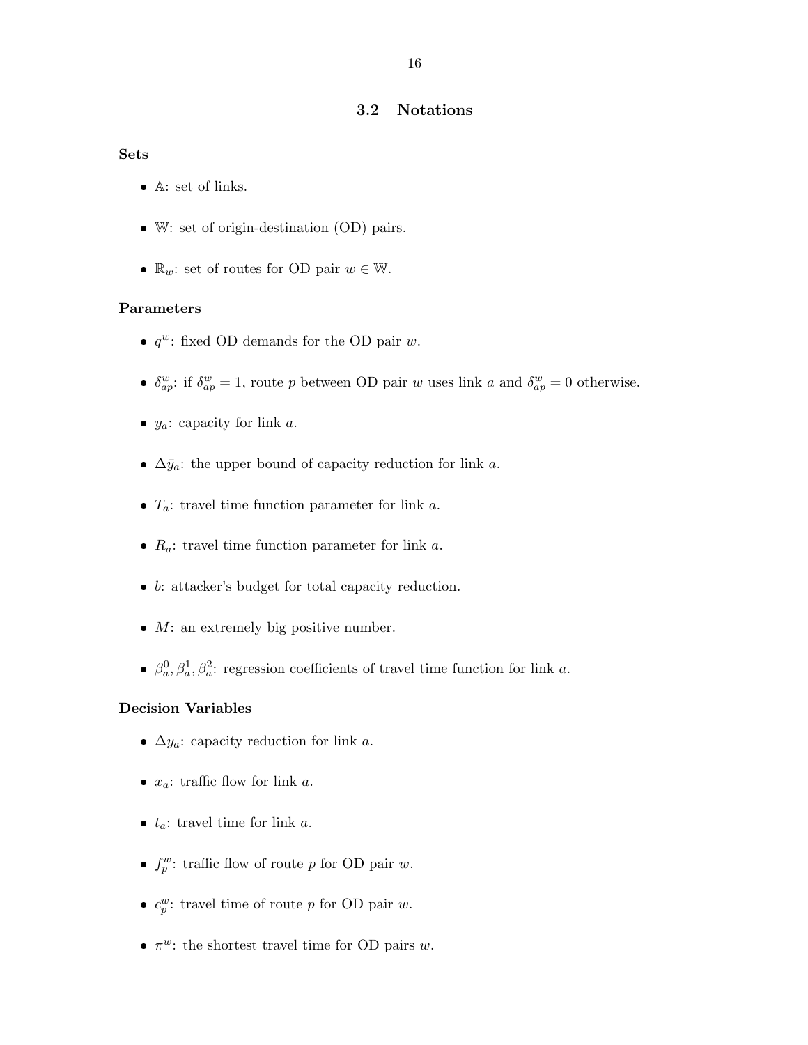## 3.2 Notations

**Sets**

- $\mathbb{A}$: set of links.
- $\mathbb{W}$: set of origin-destination (OD) pairs.
- $\mathbb{R}_w$: set of routes for OD pair $w \in \mathbb{W}$.

**Parameters**

- $q^w$: fixed OD demands for the OD pair $w$.
- $\delta_{ap}^w$: if $\delta_{ap}^w = 1$, route $p$ between OD pair $w$ uses link $a$ and $\delta_{ap}^w = 0$ otherwise.
- $y_a$: capacity for link $a$.
- $\Delta \bar{y}_a$: the upper bound of capacity reduction for link $a$.
- $T_a$: travel time function parameter for link $a$.
- $R_a$: travel time function parameter for link $a$.
- $b$: attacker's budget for total capacity reduction.
- $M$: an extremely big positive number.
- $\beta_a^0, \beta_a^1, \beta_a^2$: regression coefficients of travel time function for link $a$.

**Decision Variables**

- $\Delta y_a$: capacity reduction for link $a$.
- $x_a$: traffic flow for link $a$.
- $t_a$: travel time for link $a$.
- $f_p^w$: traffic flow of route $p$ for OD pair $w$.
- $c_p^w$: travel time of route $p$ for OD pair $w$.
- $\pi^w$: the shortest travel time for OD pairs $w$.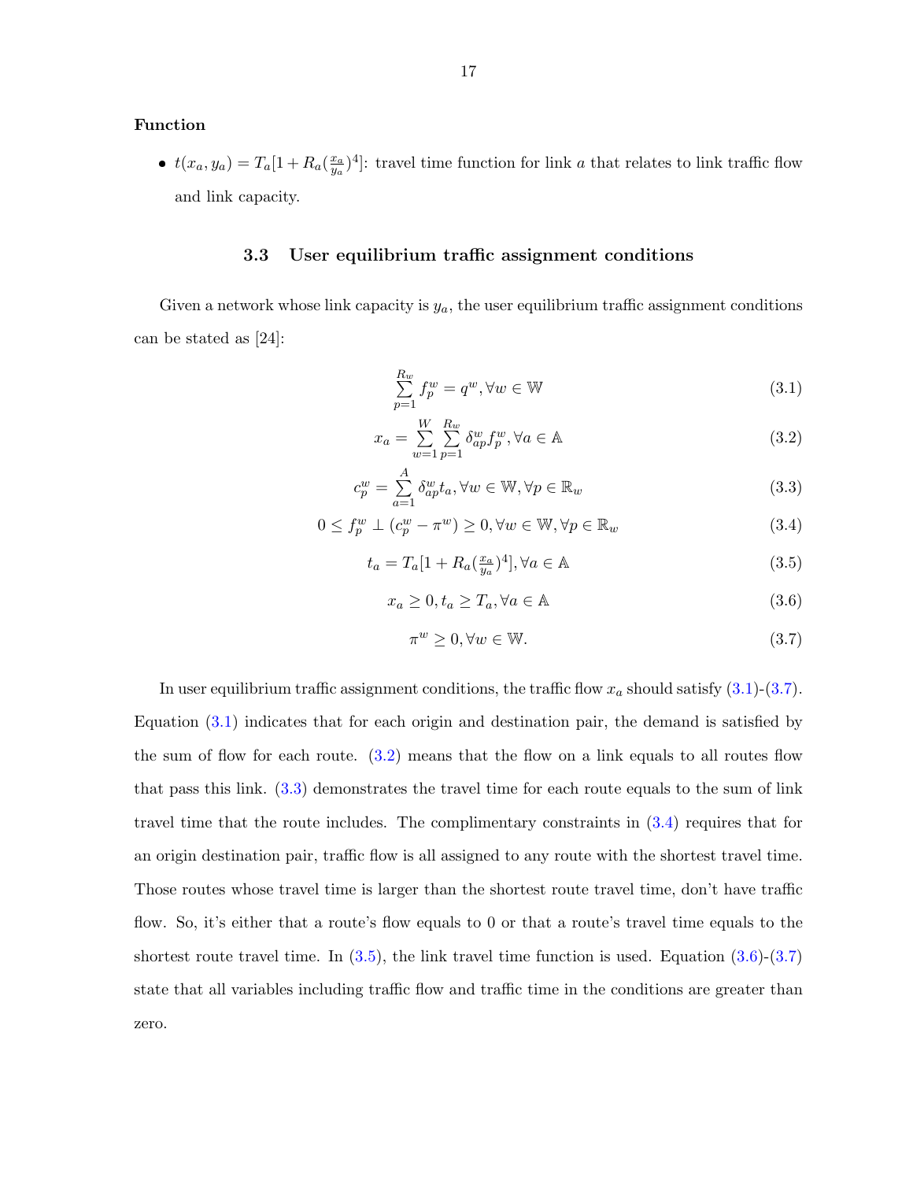**Function**

- $t(x_a, y_a) = T_a[1 + R_a(\frac{x_a}{y_a})^4]$: travel time function for link $a$ that relates to link traffic flow and link capacity.

### 3.3 User equilibrium traffic assignment conditions

Given a network whose link capacity is $y_a$, the user equilibrium traffic assignment conditions can be stated as [24]:

$$\sum_{p=1}^{R_w} f_p^w = q^w, \forall w \in \mathbb{W} \tag{3.1}$$

$$x_a = \sum_{w=1}^{W} \sum_{p=1}^{R_w} \delta_{ap}^w f_p^w, \forall a \in \mathbb{A} \tag{3.2}$$

$$c_p^w = \sum_{a=1}^{A} \delta_{ap}^w t_a, \forall w \in \mathbb{W}, \forall p \in \mathbb{R}_w \tag{3.3}$$

$$0 \leq f_p^w \perp (c_p^w - \pi^w) \geq 0, \forall w \in \mathbb{W}, \forall p \in \mathbb{R}_w \tag{3.4}$$

$$t_a = T_a[1 + R_a(\tfrac{x_a}{y_a})^4], \forall a \in \mathbb{A} \tag{3.5}$$

$$x_a \geq 0, t_a \geq T_a, \forall a \in \mathbb{A} \tag{3.6}$$

$$\pi^w \geq 0, \forall w \in \mathbb{W}. \tag{3.7}$$

In user equilibrium traffic assignment conditions, the traffic flow $x_a$ should satisfy (3.1)-(3.7). Equation (3.1) indicates that for each origin and destination pair, the demand is satisfied by the sum of flow for each route. (3.2) means that the flow on a link equals to all routes flow that pass this link. (3.3) demonstrates the travel time for each route equals to the sum of link travel time that the route includes. The complimentary constraints in (3.4) requires that for an origin destination pair, traffic flow is all assigned to any route with the shortest travel time. Those routes whose travel time is larger than the shortest route travel time, don't have traffic flow. So, it's either that a route's flow equals to 0 or that a route's travel time equals to the shortest route travel time. In (3.5), the link travel time function is used. Equation (3.6)-(3.7) state that all variables including traffic flow and traffic time in the conditions are greater than zero.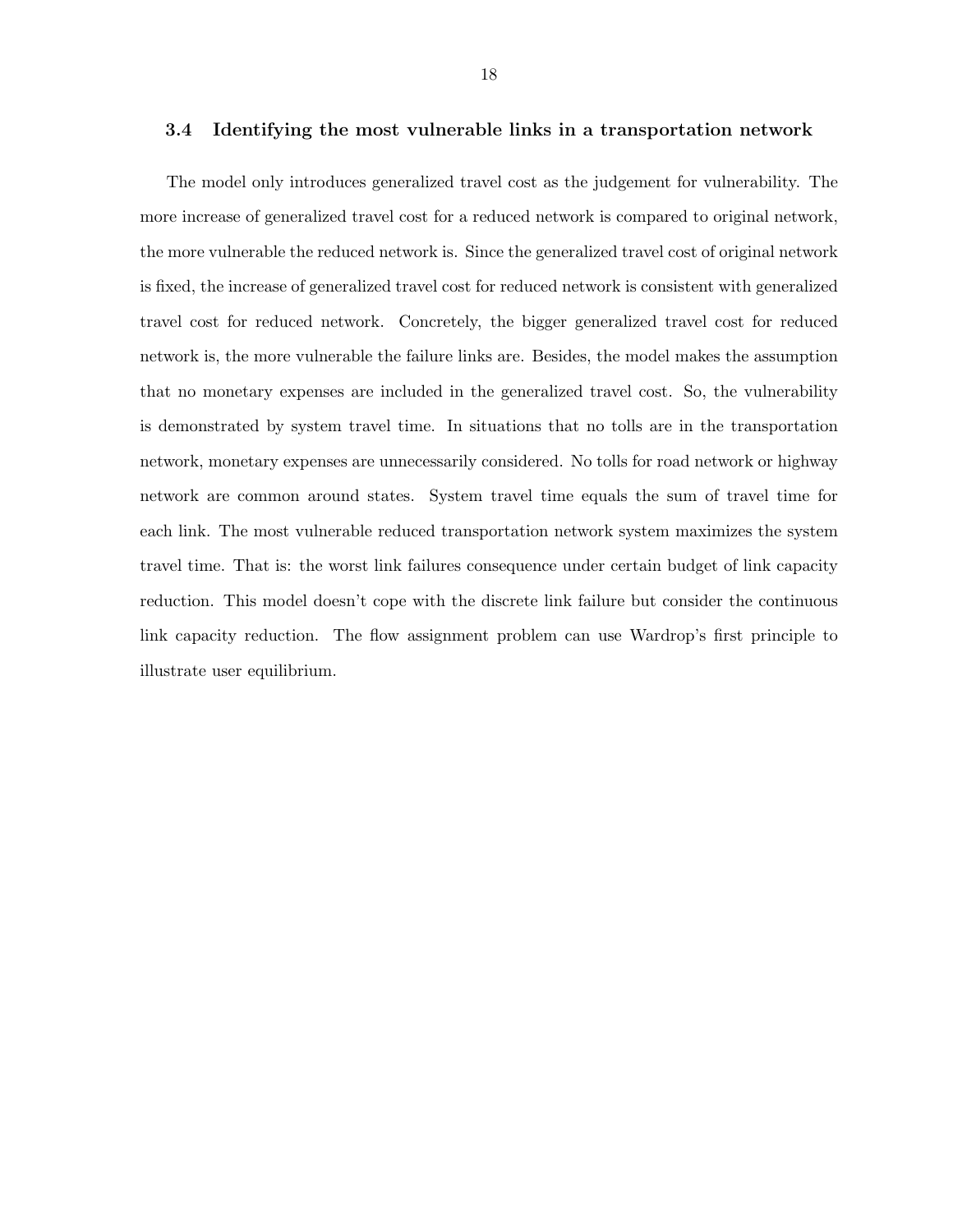### 3.4 Identifying the most vulnerable links in a transportation network

The model only introduces generalized travel cost as the judgement for vulnerability. The more increase of generalized travel cost for a reduced network is compared to original network, the more vulnerable the reduced network is. Since the generalized travel cost of original network is fixed, the increase of generalized travel cost for reduced network is consistent with generalized travel cost for reduced network. Concretely, the bigger generalized travel cost for reduced network is, the more vulnerable the failure links are. Besides, the model makes the assumption that no monetary expenses are included in the generalized travel cost. So, the vulnerability is demonstrated by system travel time. In situations that no tolls are in the transportation network, monetary expenses are unnecessarily considered. No tolls for road network or highway network are common around states. System travel time equals the sum of travel time for each link. The most vulnerable reduced transportation network system maximizes the system travel time. That is: the worst link failures consequence under certain budget of link capacity reduction. This model doesn't cope with the discrete link failure but consider the continuous link capacity reduction. The flow assignment problem can use Wardrop's first principle to illustrate user equilibrium.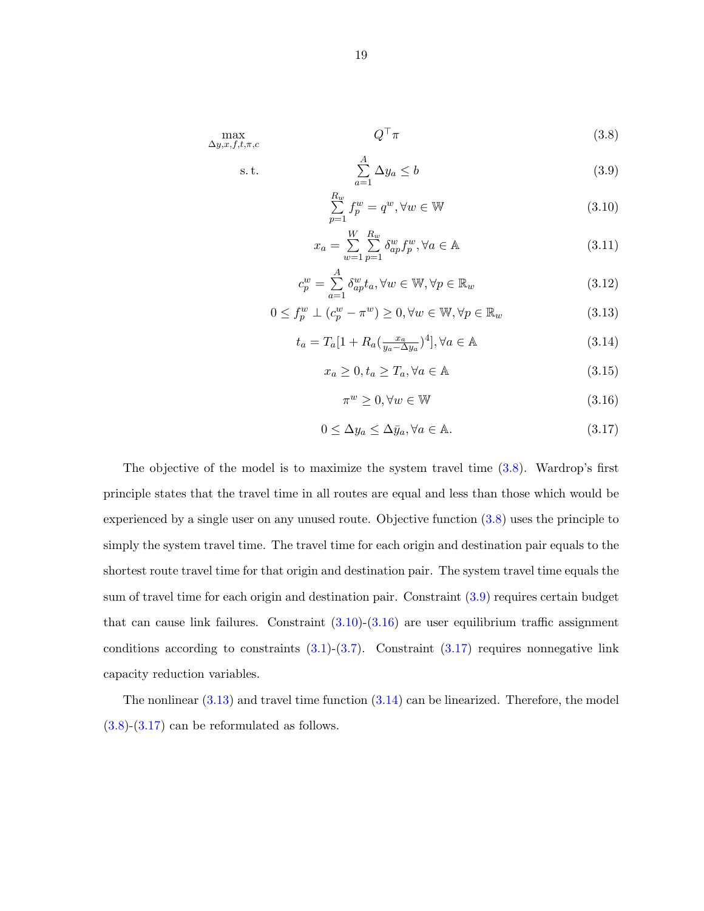$$\max_{\Delta y, x, f, t, \pi, c} \quad Q^\top \pi \tag{3.8}$$

$$\text{s. t.} \quad \sum_{a=1}^{A} \Delta y_a \leq b \tag{3.9}$$

$$\sum_{p=1}^{R_w} f_p^w = q^w, \forall w \in \mathbb{W} \tag{3.10}$$

$$x_a = \sum_{w=1}^{W} \sum_{p=1}^{R_w} \delta_{ap}^w f_p^w, \forall a \in \mathbb{A} \tag{3.11}$$

$$c_p^w = \sum_{a=1}^{A} \delta_{ap}^w t_a, \forall w \in \mathbb{W}, \forall p \in \mathbb{R}_w \tag{3.12}$$

$$0 \leq f_p^w \perp (c_p^w - \pi^w) \geq 0, \forall w \in \mathbb{W}, \forall p \in \mathbb{R}_w \tag{3.13}$$

$$t_a = T_a[1 + R_a(\tfrac{x_a}{y_a - \Delta y_a})^4], \forall a \in \mathbb{A} \tag{3.14}$$

$$x_a \geq 0, t_a \geq T_a, \forall a \in \mathbb{A} \tag{3.15}$$

$$\pi^w \geq 0, \forall w \in \mathbb{W} \tag{3.16}$$

$$0 \leq \Delta y_a \leq \Delta \bar{y}_a, \forall a \in \mathbb{A}. \tag{3.17}$$

The objective of the model is to maximize the system travel time (3.8). Wardrop's first principle states that the travel time in all routes are equal and less than those which would be experienced by a single user on any unused route. Objective function (3.8) uses the principle to simply the system travel time. The travel time for each origin and destination pair equals to the shortest route travel time for that origin and destination pair. The system travel time equals the sum of travel time for each origin and destination pair. Constraint (3.9) requires certain budget that can cause link failures. Constraint (3.10)-(3.16) are user equilibrium traffic assignment conditions according to constraints (3.1)-(3.7). Constraint (3.17) requires nonnegative link capacity reduction variables.

The nonlinear (3.13) and travel time function (3.14) can be linearized. Therefore, the model (3.8)-(3.17) can be reformulated as follows.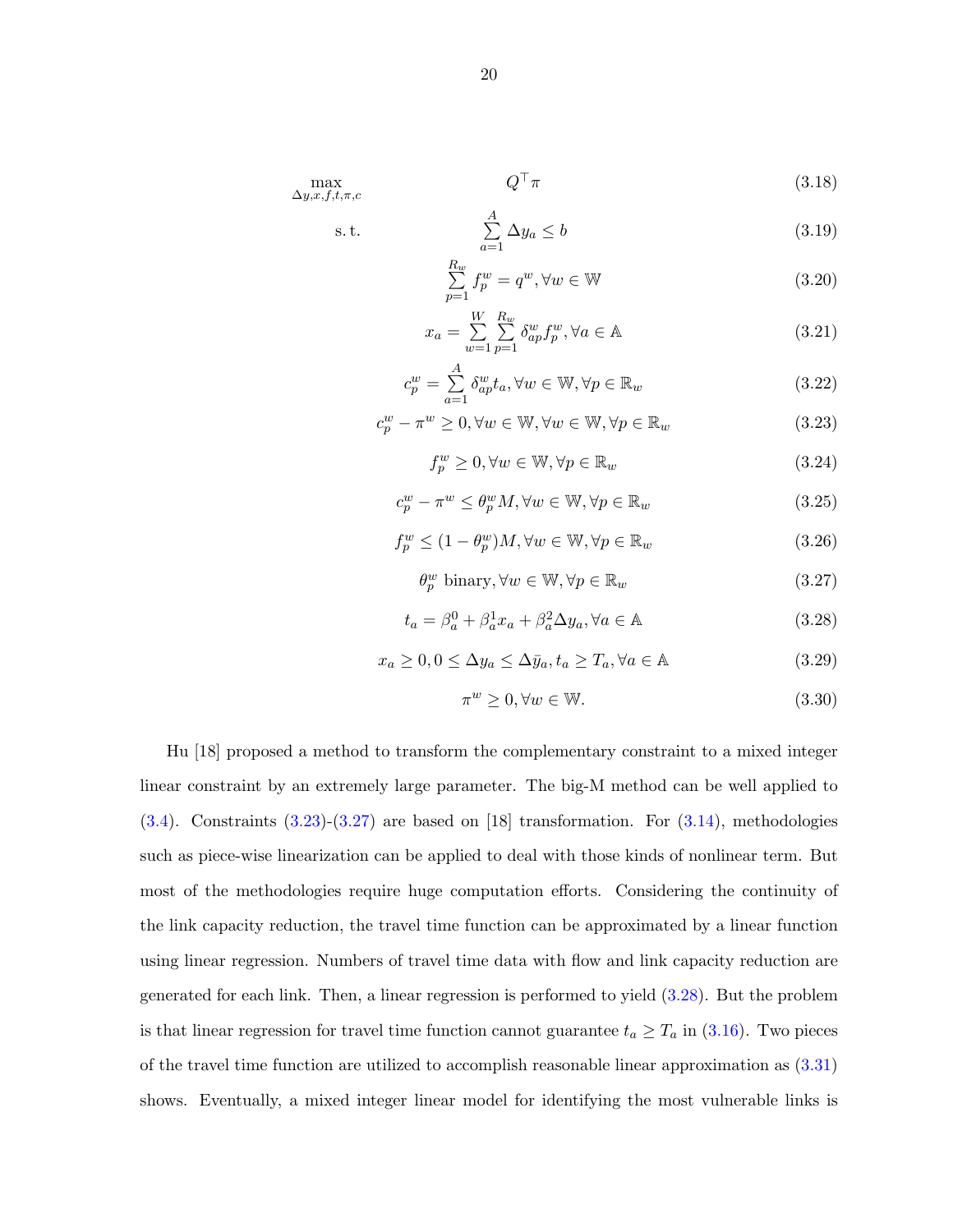$$\max_{\Delta y, x, f, t, \pi, c} \quad Q^\top \pi \tag{3.18}$$

$$\text{s. t.} \quad \sum_{a=1}^{A} \Delta y_a \leq b \tag{3.19}$$

$$\sum_{p=1}^{R_w} f_p^w = q^w, \forall w \in \mathbb{W} \tag{3.20}$$

$$x_a = \sum_{w=1}^{W} \sum_{p=1}^{R_w} \delta_{ap}^w f_p^w, \forall a \in \mathbb{A} \tag{3.21}$$

$$c_p^w = \sum_{a=1}^{A} \delta_{ap}^w t_a, \forall w \in \mathbb{W}, \forall p \in \mathbb{R}_w \tag{3.22}$$

$$c_p^w - \pi^w \geq 0, \forall w \in \mathbb{W}, \forall w \in \mathbb{W}, \forall p \in \mathbb{R}_w \tag{3.23}$$

$$f_p^w \geq 0, \forall w \in \mathbb{W}, \forall p \in \mathbb{R}_w \tag{3.24}$$

$$c_p^w - \pi^w \leq \theta_p^w M, \forall w \in \mathbb{W}, \forall p \in \mathbb{R}_w \tag{3.25}$$

$$f_p^w \leq (1 - \theta_p^w) M, \forall w \in \mathbb{W}, \forall p \in \mathbb{R}_w \tag{3.26}$$

$$\theta_p^w \text{ binary}, \forall w \in \mathbb{W}, \forall p \in \mathbb{R}_w \tag{3.27}$$

$$t_a = \beta_a^0 + \beta_a^1 x_a + \beta_a^2 \Delta y_a, \forall a \in \mathbb{A} \tag{3.28}$$

$$x_a \geq 0, 0 \leq \Delta y_a \leq \Delta \bar{y}_a, t_a \geq T_a, \forall a \in \mathbb{A} \tag{3.29}$$

$$\pi^w \geq 0, \forall w \in \mathbb{W}. \tag{3.30}$$

Hu [18] proposed a method to transform the complementary constraint to a mixed integer linear constraint by an extremely large parameter. The big-M method can be well applied to (3.4). Constraints (3.23)-(3.27) are based on [18] transformation. For (3.14), methodologies such as piece-wise linearization can be applied to deal with those kinds of nonlinear term. But most of the methodologies require huge computation efforts. Considering the continuity of the link capacity reduction, the travel time function can be approximated by a linear function using linear regression. Numbers of travel time data with flow and link capacity reduction are generated for each link. Then, a linear regression is performed to yield (3.28). But the problem is that linear regression for travel time function cannot guarantee $t_a \geq T_a$ in (3.16). Two pieces of the travel time function are utilized to accomplish reasonable linear approximation as (3.31) shows. Eventually, a mixed integer linear model for identifying the most vulnerable links is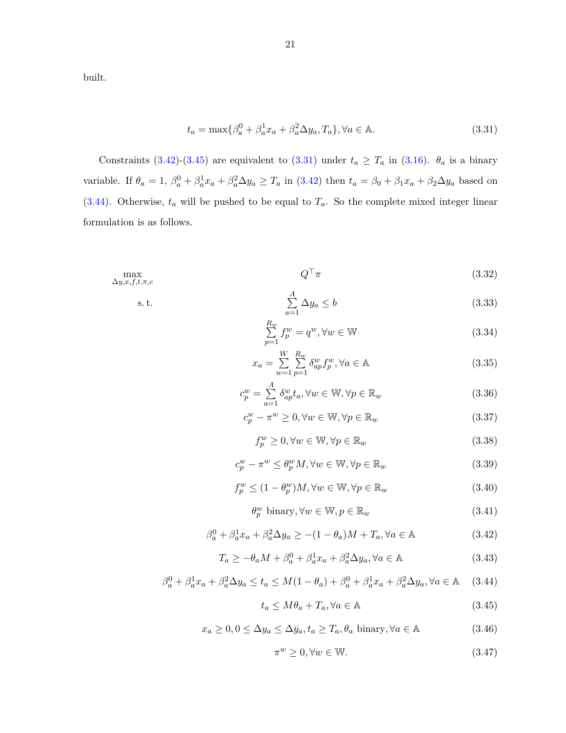built.

$$t_a = \max\{\beta_a^0 + \beta_a^1 x_a + \beta_a^2 \Delta y_a, T_a\}, \forall a \in \mathbb{A}. \tag{3.31}$$

Constraints (3.42)-(3.45) are equivalent to (3.31) under $t_a \geq T_a$ in (3.16). $\theta_a$ is a binary variable. If $\theta_a = 1$, $\beta_a^0 + \beta_a^1 x_a + \beta_a^2 \Delta y_a \geq T_a$ in (3.42) then $t_a = \beta_0 + \beta_1 x_a + \beta_2 \Delta y_a$ based on (3.44). Otherwise, $t_a$ will be pushed to be equal to $T_a$. So the complete mixed integer linear formulation is as follows.

$$\max_{\Delta y, x, f, t, \pi, c} \quad Q^\top \pi \tag{3.32}$$

$$\text{s.t.} \quad \sum_{a=1}^{A} \Delta y_a \leq b \tag{3.33}$$

$$\sum_{p=1}^{R_w} f_p^w = q^w, \forall w \in \mathbb{W} \tag{3.34}$$

$$x_a = \sum_{w=1}^{W} \sum_{p=1}^{R_w} \delta_{ap}^w f_p^w, \forall a \in \mathbb{A} \tag{3.35}$$

$$c_p^w = \sum_{a=1}^{A} \delta_{ap}^w t_a, \forall w \in \mathbb{W}, \forall p \in \mathbb{R}_w \tag{3.36}$$

$$c_p^w - \pi^w \geq 0, \forall w \in \mathbb{W}, \forall p \in \mathbb{R}_w \tag{3.37}$$

$$f_p^w \geq 0, \forall w \in \mathbb{W}, \forall p \in \mathbb{R}_w \tag{3.38}$$

$$c_p^w - \pi^w \leq \theta_p^w M, \forall w \in \mathbb{W}, \forall p \in \mathbb{R}_w \tag{3.39}$$

$$f_p^w \leq (1 - \theta_p^w) M, \forall w \in \mathbb{W}, \forall p \in \mathbb{R}_w \tag{3.40}$$

$$\theta_p^w \text{ binary}, \forall w \in \mathbb{W}, p \in \mathbb{R}_w \tag{3.41}$$

$$\beta_a^0 + \beta_a^1 x_a + \beta_a^2 \Delta y_a \geq -(1 - \theta_a) M + T_a, \forall a \in \mathbb{A} \tag{3.42}$$

$$T_a \geq -\theta_a M + \beta_a^0 + \beta_a^1 x_a + \beta_a^2 \Delta y_a, \forall a \in \mathbb{A} \tag{3.43}$$

$$\beta_a^0 + \beta_a^1 x_a + \beta_a^2 \Delta y_a \leq t_a \leq M(1 - \theta_a) + \beta_a^0 + \beta_a^1 x_a + \beta_a^2 \Delta y_a, \forall a \in \mathbb{A} \tag{3.44}$$

$$t_a \leq M\theta_a + T_a, \forall a \in \mathbb{A} \tag{3.45}$$

$$x_a \geq 0, 0 \leq \Delta y_a \leq \Delta \bar{y}_a, t_a \geq T_a, \theta_a \text{ binary}, \forall a \in \mathbb{A} \tag{3.46}$$

$$\pi^w \geq 0, \forall w \in \mathbb{W}. \tag{3.47}$$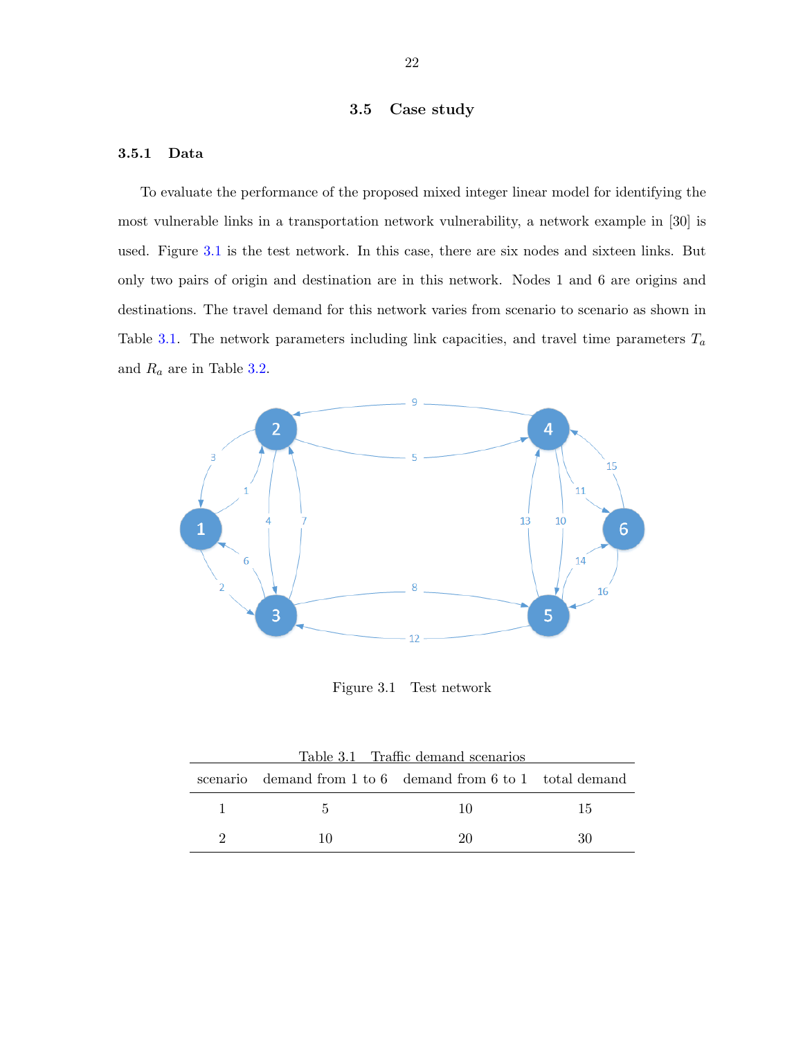## 3.5 Case study

### 3.5.1 Data

To evaluate the performance of the proposed mixed integer linear model for identifying the most vulnerable links in a transportation network vulnerability, a network example in [30] is used. Figure 3.1 is the test network. In this case, there are six nodes and sixteen links. But only two pairs of origin and destination are in this network. Nodes 1 and 6 are origins and destinations. The travel demand for this network varies from scenario to scenario as shown in Table 3.1. The network parameters including link capacities, and travel time parameters $T_a$ and $R_a$ are in Table 3.2.

Figure 3.1 Test network

Table 3.1 Traffic demand scenarios

| scenario | demand from 1 to 6 | demand from 6 to 1 | total demand |
|---|---|---|---|
| 1 | 5 | 10 | 15 |
| 2 | 10 | 20 | 30 |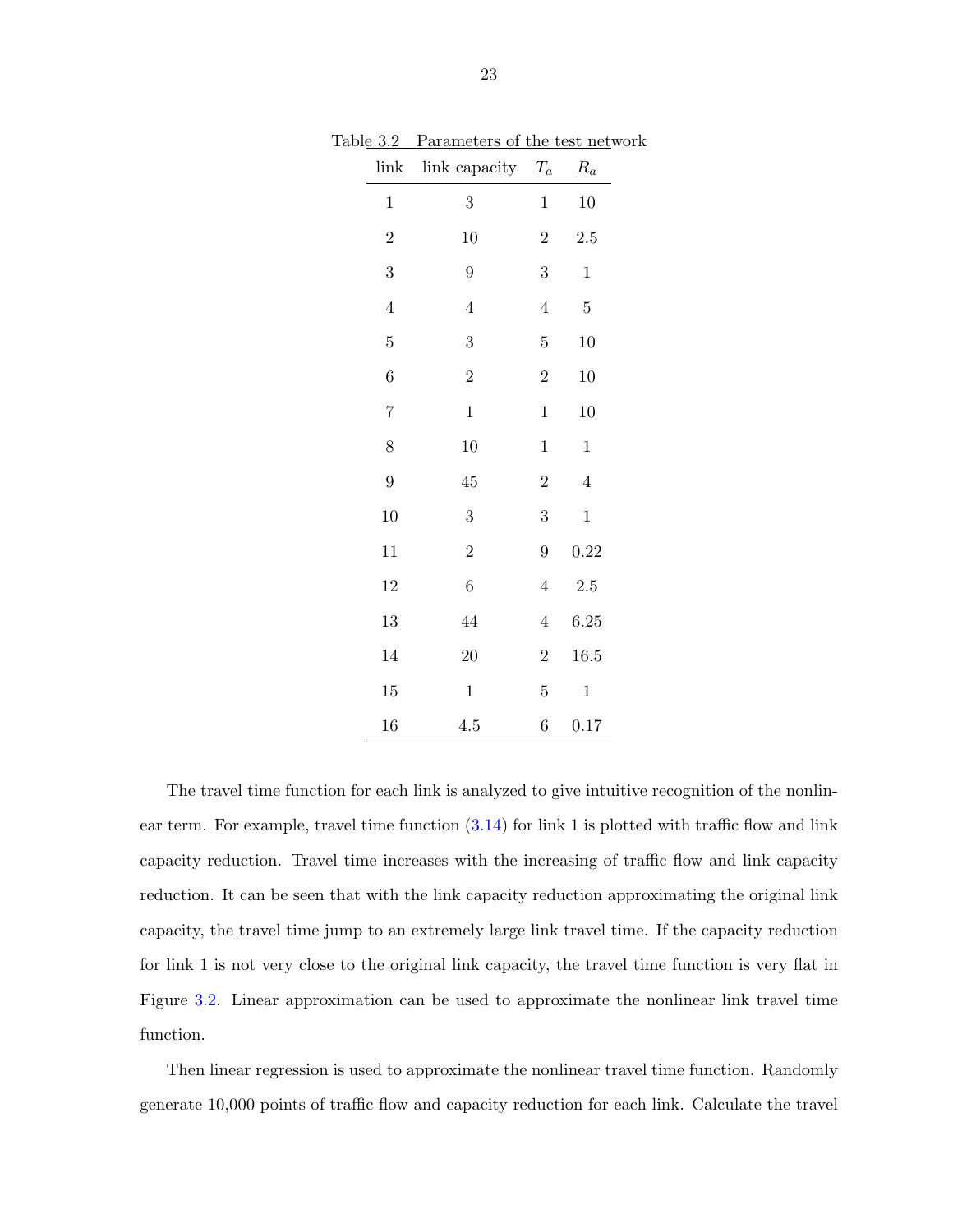Table 3.2 Parameters of the test network

| link | link capacity | $T_a$ | $R_a$ |
|---|---|---|---|
| 1 | 3 | 1 | 10 |
| 2 | 10 | 2 | 2.5 |
| 3 | 9 | 3 | 1 |
| 4 | 4 | 4 | 5 |
| 5 | 3 | 5 | 10 |
| 6 | 2 | 2 | 10 |
| 7 | 1 | 1 | 10 |
| 8 | 10 | 1 | 1 |
| 9 | 45 | 2 | 4 |
| 10 | 3 | 3 | 1 |
| 11 | 2 | 9 | 0.22 |
| 12 | 6 | 4 | 2.5 |
| 13 | 44 | 4 | 6.25 |
| 14 | 20 | 2 | 16.5 |
| 15 | 1 | 5 | 1 |
| 16 | 4.5 | 6 | 0.17 |

The travel time function for each link is analyzed to give intuitive recognition of the nonlinear term. For example, travel time function (3.14) for link 1 is plotted with traffic flow and link capacity reduction. Travel time increases with the increasing of traffic flow and link capacity reduction. It can be seen that with the link capacity reduction approximating the original link capacity, the travel time jump to an extremely large link travel time. If the capacity reduction for link 1 is not very close to the original link capacity, the travel time function is very flat in Figure 3.2. Linear approximation can be used to approximate the nonlinear link travel time function.

Then linear regression is used to approximate the nonlinear travel time function. Randomly generate 10,000 points of traffic flow and capacity reduction for each link. Calculate the travel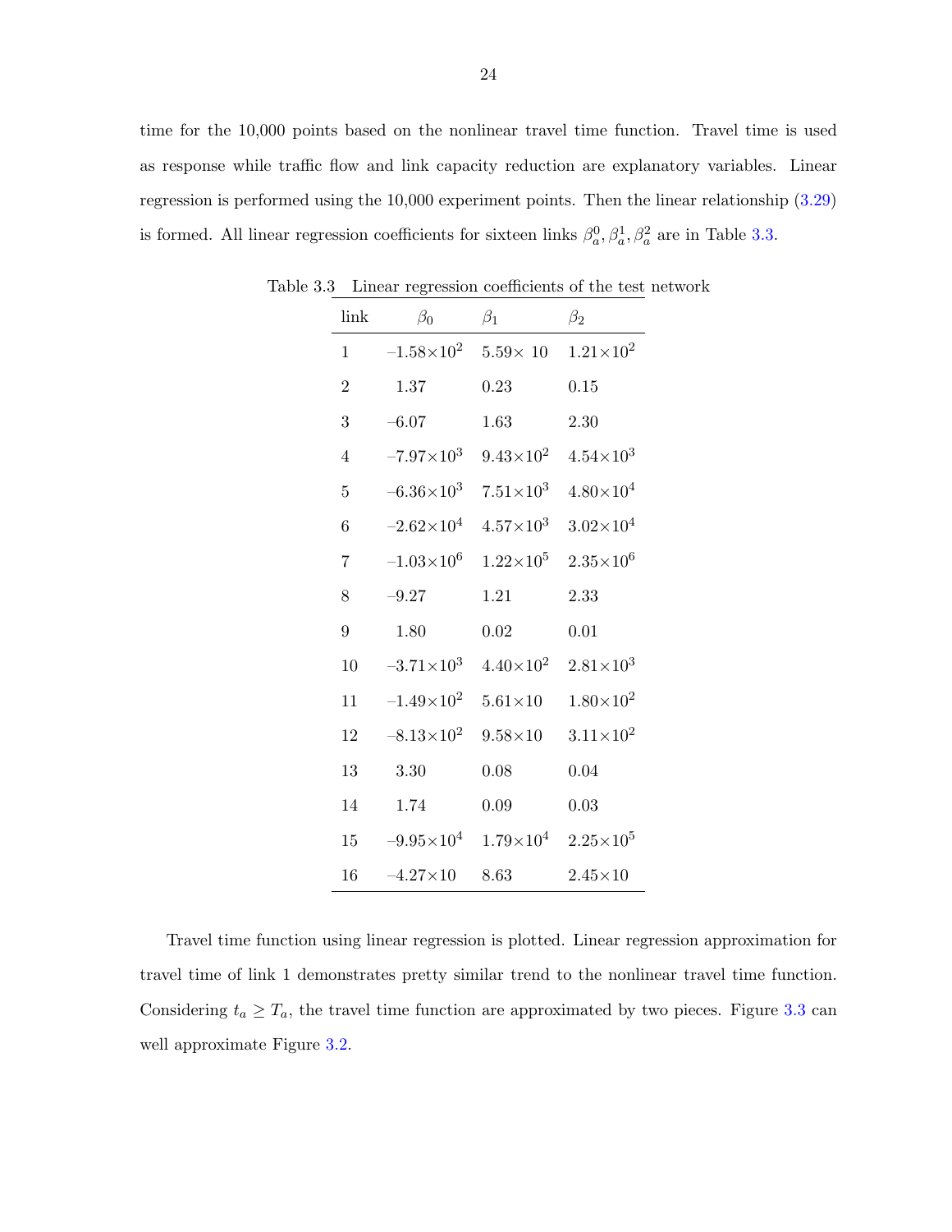time for the 10,000 points based on the nonlinear travel time function. Travel time is used as response while traffic flow and link capacity reduction are explanatory variables. Linear regression is performed using the 10,000 experiment points. Then the linear relationship (3.29) is formed. All linear regression coefficients for sixteen links $\beta_a^0, \beta_a^1, \beta_a^2$ are in Table 3.3.

Table 3.3 Linear regression coefficients of the test network

| link | $\beta_0$ | $\beta_1$ | $\beta_2$ |
|---|---|---|---|
| 1 | $-1.58\times10^2$ | $5.59\times 10$ | $1.21\times10^2$ |
| 2 | 1.37 | 0.23 | 0.15 |
| 3 | $-6.07$ | 1.63 | 2.30 |
| 4 | $-7.97\times10^3$ | $9.43\times10^2$ | $4.54\times10^3$ |
| 5 | $-6.36\times10^3$ | $7.51\times10^3$ | $4.80\times10^4$ |
| 6 | $-2.62\times10^4$ | $4.57\times10^3$ | $3.02\times10^4$ |
| 7 | $-1.03\times10^6$ | $1.22\times10^5$ | $2.35\times10^6$ |
| 8 | $-9.27$ | 1.21 | 2.33 |
| 9 | 1.80 | 0.02 | 0.01 |
| 10 | $-3.71\times10^3$ | $4.40\times10^2$ | $2.81\times10^3$ |
| 11 | $-1.49\times10^2$ | $5.61\times10$ | $1.80\times10^2$ |
| 12 | $-8.13\times10^2$ | $9.58\times10$ | $3.11\times10^2$ |
| 13 | 3.30 | 0.08 | 0.04 |
| 14 | 1.74 | 0.09 | 0.03 |
| 15 | $-9.95\times10^4$ | $1.79\times10^4$ | $2.25\times10^5$ |
| 16 | $-4.27\times10$ | 8.63 | $2.45\times10$ |

Travel time function using linear regression is plotted. Linear regression approximation for travel time of link 1 demonstrates pretty similar trend to the nonlinear travel time function. Considering $t_a \geq T_a$, the travel time function are approximated by two pieces. Figure 3.3 can well approximate Figure 3.2.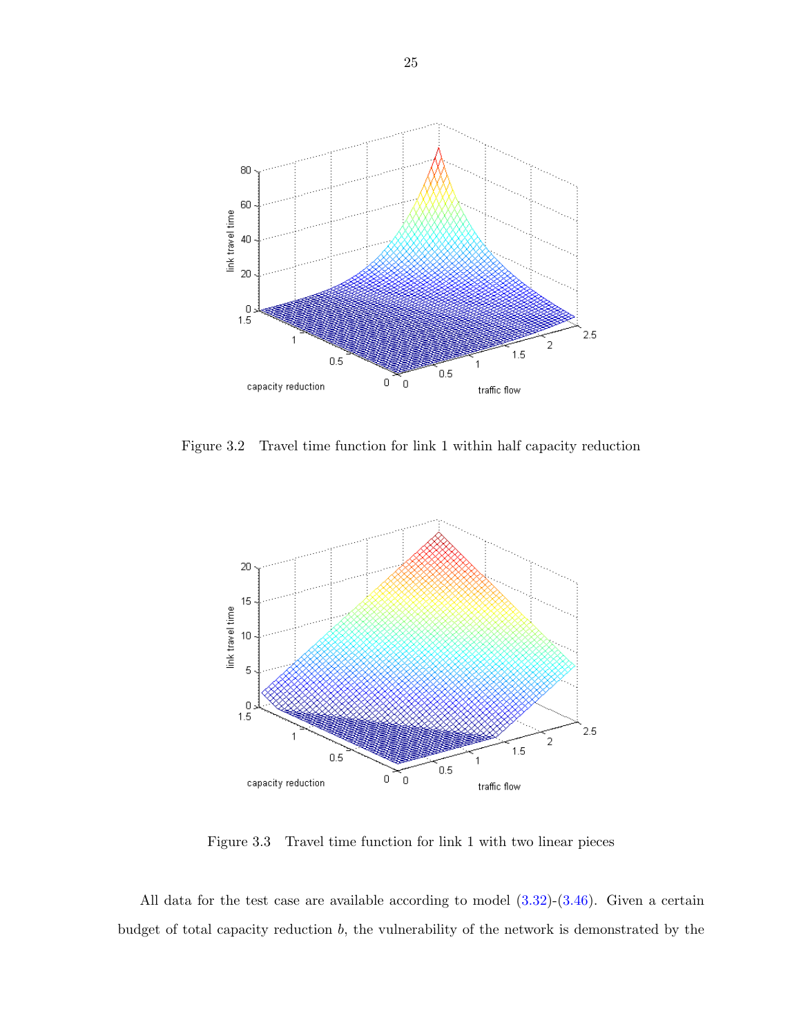Figure 3.2 Travel time function for link 1 within half capacity reduction

Figure 3.3 Travel time function for link 1 with two linear pieces

All data for the test case are available according to model (3.32)-(3.46). Given a certain budget of total capacity reduction $b$, the vulnerability of the network is demonstrated by the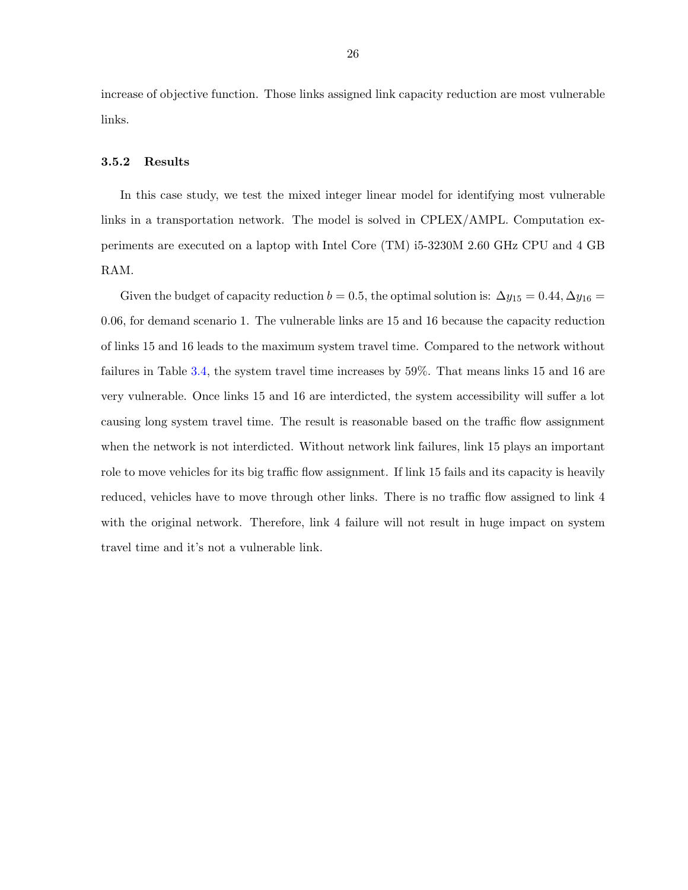increase of objective function. Those links assigned link capacity reduction are most vulnerable links.

### 3.5.2 Results

In this case study, we test the mixed integer linear model for identifying most vulnerable links in a transportation network. The model is solved in CPLEX/AMPL. Computation experiments are executed on a laptop with Intel Core (TM) i5-3230M 2.60 GHz CPU and 4 GB RAM.

Given the budget of capacity reduction $b = 0.5$, the optimal solution is: $\Delta y_{15} = 0.44, \Delta y_{16} = 0.06$, for demand scenario 1. The vulnerable links are 15 and 16 because the capacity reduction of links 15 and 16 leads to the maximum system travel time. Compared to the network without failures in Table 3.4, the system travel time increases by 59%. That means links 15 and 16 are very vulnerable. Once links 15 and 16 are interdicted, the system accessibility will suffer a lot causing long system travel time. The result is reasonable based on the traffic flow assignment when the network is not interdicted. Without network link failures, link 15 plays an important role to move vehicles for its big traffic flow assignment. If link 15 fails and its capacity is heavily reduced, vehicles have to move through other links. There is no traffic flow assigned to link 4 with the original network. Therefore, link 4 failure will not result in huge impact on system travel time and it's not a vulnerable link.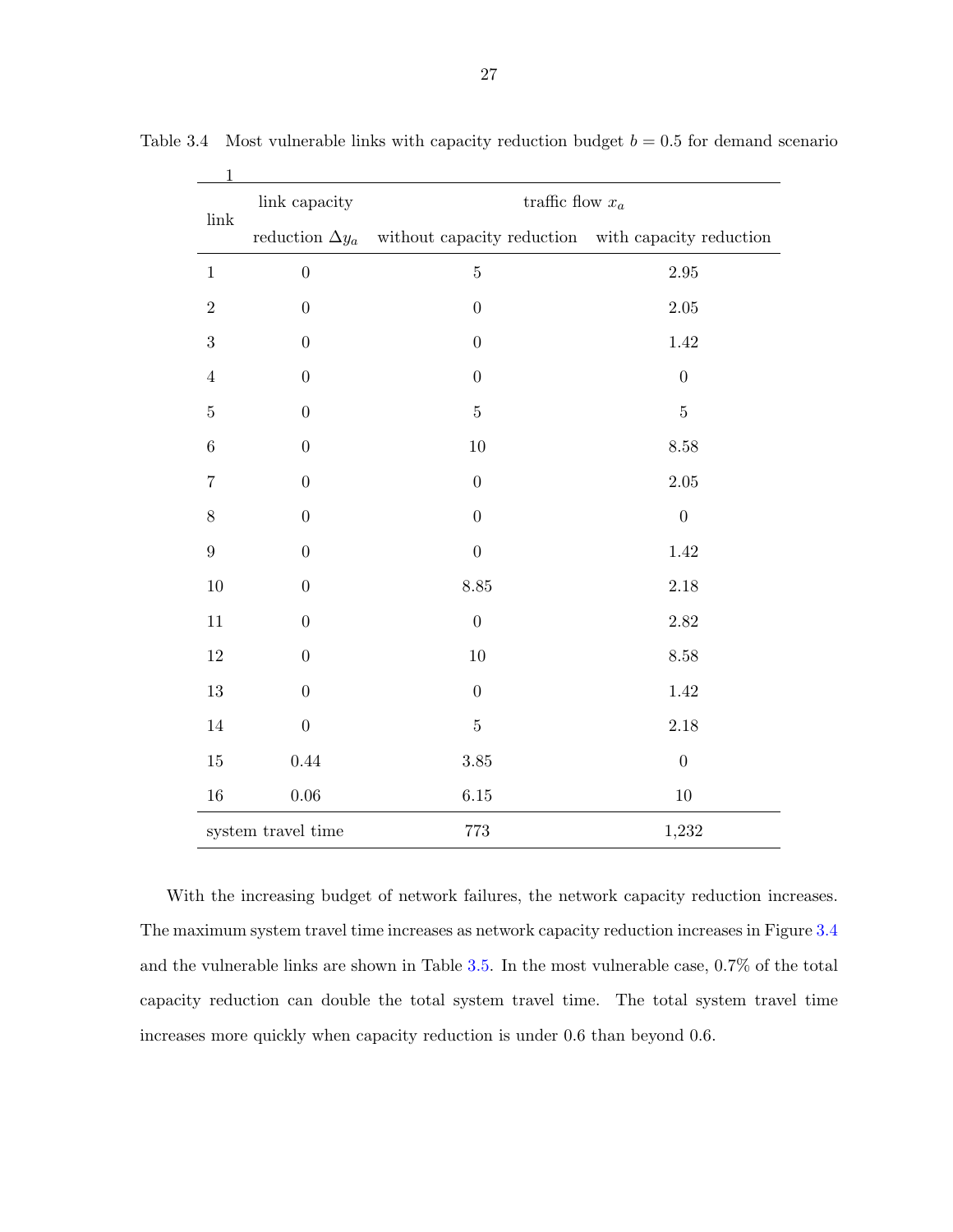Table 3.4 Most vulnerable links with capacity reduction budget $b = 0.5$ for demand scenario 1

| link | link capacity reduction $\Delta y_a$ | traffic flow $x_a$ without capacity reduction | traffic flow $x_a$ with capacity reduction |
|---|---|---|---|
| 1 | 0 | 5 | 2.95 |
| 2 | 0 | 0 | 2.05 |
| 3 | 0 | 0 | 1.42 |
| 4 | 0 | 0 | 0 |
| 5 | 0 | 5 | 5 |
| 6 | 0 | 10 | 8.58 |
| 7 | 0 | 0 | 2.05 |
| 8 | 0 | 0 | 0 |
| 9 | 0 | 0 | 1.42 |
| 10 | 0 | 8.85 | 2.18 |
| 11 | 0 | 0 | 2.82 |
| 12 | 0 | 10 | 8.58 |
| 13 | 0 | 0 | 1.42 |
| 14 | 0 | 5 | 2.18 |
| 15 | 0.44 | 3.85 | 0 |
| 16 | 0.06 | 6.15 | 10 |
| system travel time | | 773 | 1,232 |

With the increasing budget of network failures, the network capacity reduction increases. The maximum system travel time increases as network capacity reduction increases in Figure 3.4 and the vulnerable links are shown in Table 3.5. In the most vulnerable case, 0.7% of the total capacity reduction can double the total system travel time. The total system travel time increases more quickly when capacity reduction is under 0.6 than beyond 0.6.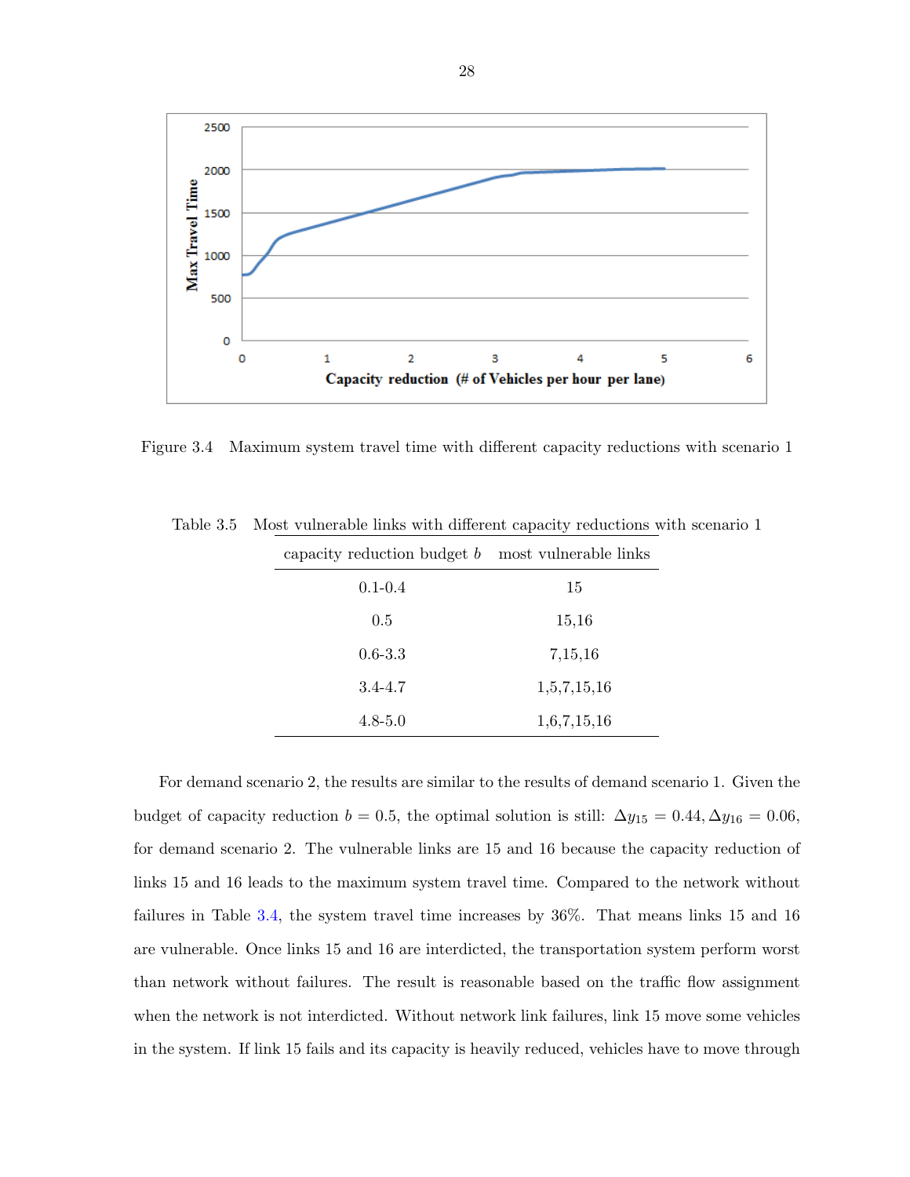Figure 3.4 Maximum system travel time with different capacity reductions with scenario 1

Table 3.5 Most vulnerable links with different capacity reductions with scenario 1

| capacity reduction budget $b$ | most vulnerable links |
|---|---|
| 0.1-0.4 | 15 |
| 0.5 | 15,16 |
| 0.6-3.3 | 7,15,16 |
| 3.4-4.7 | 1,5,7,15,16 |
| 4.8-5.0 | 1,6,7,15,16 |

For demand scenario 2, the results are similar to the results of demand scenario 1. Given the budget of capacity reduction $b = 0.5$, the optimal solution is still: $\Delta y_{15} = 0.44, \Delta y_{16} = 0.06$, for demand scenario 2. The vulnerable links are 15 and 16 because the capacity reduction of links 15 and 16 leads to the maximum system travel time. Compared to the network without failures in Table 3.4, the system travel time increases by 36%. That means links 15 and 16 are vulnerable. Once links 15 and 16 are interdicted, the transportation system perform worst than network without failures. The result is reasonable based on the traffic flow assignment when the network is not interdicted. Without network link failures, link 15 move some vehicles in the system. If link 15 fails and its capacity is heavily reduced, vehicles have to move through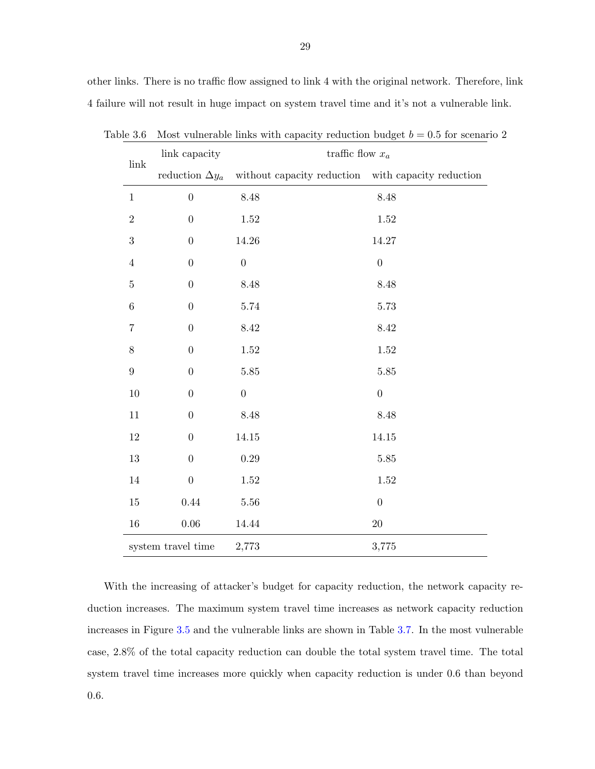other links. There is no traffic flow assigned to link 4 with the original network. Therefore, link 4 failure will not result in huge impact on system travel time and it's not a vulnerable link.

Table 3.6 Most vulnerable links with capacity reduction budget $b = 0.5$ for scenario 2

| link | link capacity reduction $\Delta y_a$ | traffic flow $x_a$ | |
|---|---|---|---|
| | | without capacity reduction | with capacity reduction |
| 1 | 0 | 8.48 | 8.48 |
| 2 | 0 | 1.52 | 1.52 |
| 3 | 0 | 14.26 | 14.27 |
| 4 | 0 | 0 | 0 |
| 5 | 0 | 8.48 | 8.48 |
| 6 | 0 | 5.74 | 5.73 |
| 7 | 0 | 8.42 | 8.42 |
| 8 | 0 | 1.52 | 1.52 |
| 9 | 0 | 5.85 | 5.85 |
| 10 | 0 | 0 | 0 |
| 11 | 0 | 8.48 | 8.48 |
| 12 | 0 | 14.15 | 14.15 |
| 13 | 0 | 0.29 | 5.85 |
| 14 | 0 | 1.52 | 1.52 |
| 15 | 0.44 | 5.56 | 0 |
| 16 | 0.06 | 14.44 | 20 |
| system travel time | | 2,773 | 3,775 |

With the increasing of attacker's budget for capacity reduction, the network capacity reduction increases. The maximum system travel time increases as network capacity reduction increases in Figure 3.5 and the vulnerable links are shown in Table 3.7. In the most vulnerable case, 2.8% of the total capacity reduction can double the total system travel time. The total system travel time increases more quickly when capacity reduction is under 0.6 than beyond 0.6.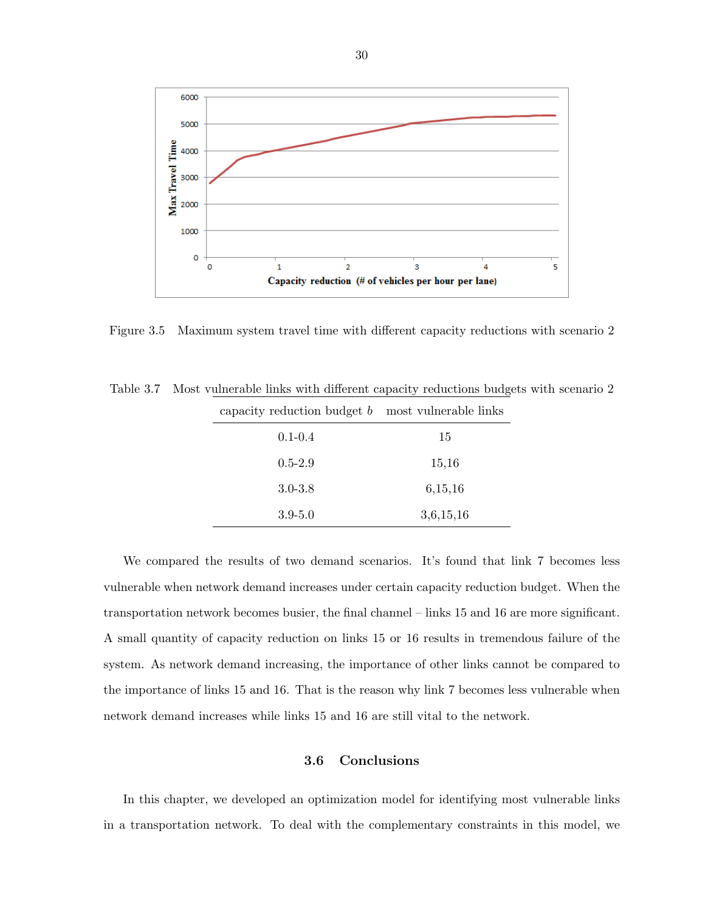Figure 3.5 Maximum system travel time with different capacity reductions with scenario 2

Table 3.7 Most vulnerable links with different capacity reductions budgets with scenario 2

| capacity reduction budget $b$ | most vulnerable links |
|---|---|
| 0.1-0.4 | 15 |
| 0.5-2.9 | 15,16 |
| 3.0-3.8 | 6,15,16 |
| 3.9-5.0 | 3,6,15,16 |

We compared the results of two demand scenarios. It's found that link 7 becomes less vulnerable when network demand increases under certain capacity reduction budget. When the transportation network becomes busier, the final channel – links 15 and 16 are more significant. A small quantity of capacity reduction on links 15 or 16 results in tremendous failure of the system. As network demand increasing, the importance of other links cannot be compared to the importance of links 15 and 16. That is the reason why link 7 becomes less vulnerable when network demand increases while links 15 and 16 are still vital to the network.

## 3.6 Conclusions

In this chapter, we developed an optimization model for identifying most vulnerable links in a transportation network. To deal with the complementary constraints in this model, we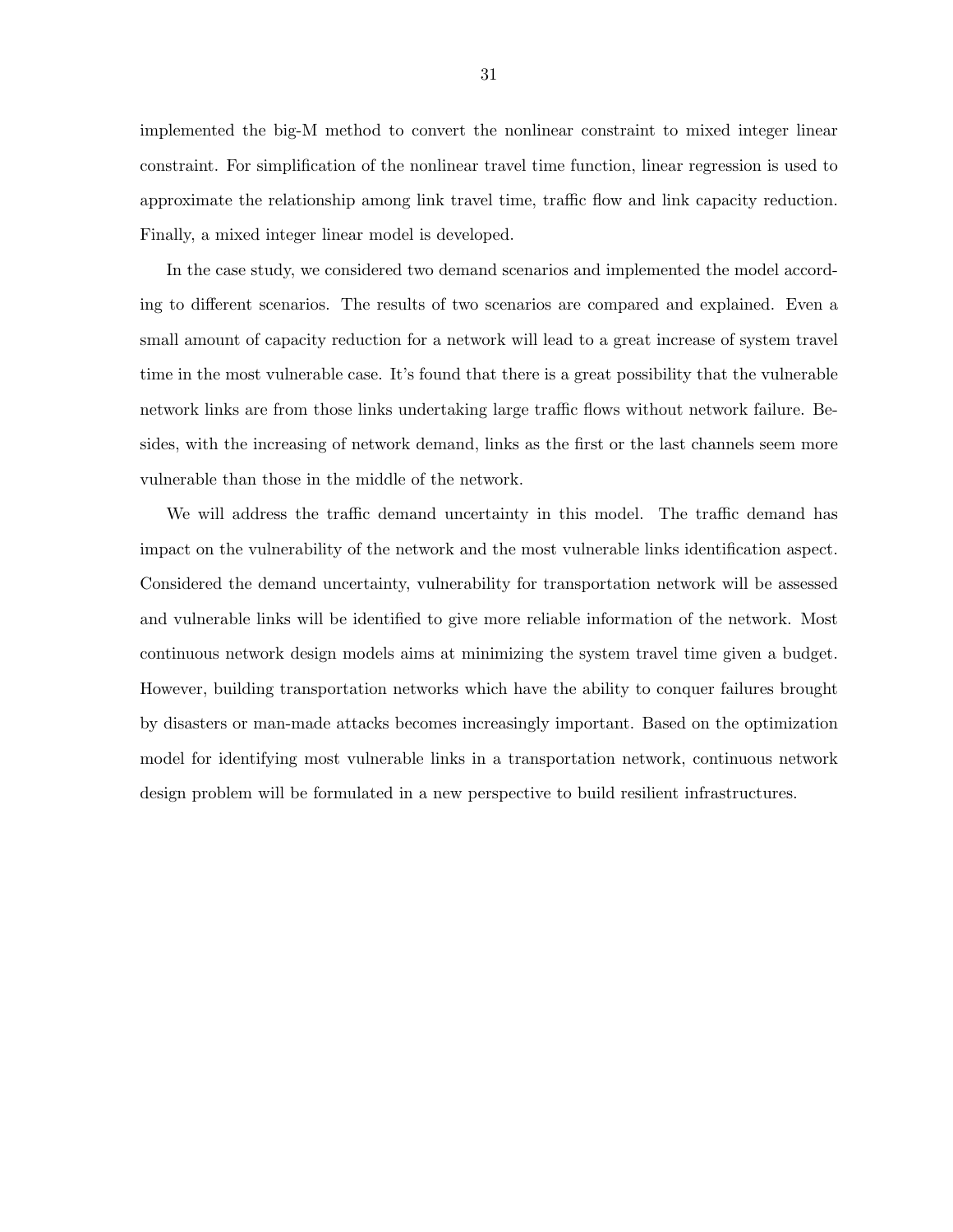implemented the big-M method to convert the nonlinear constraint to mixed integer linear constraint. For simplification of the nonlinear travel time function, linear regression is used to approximate the relationship among link travel time, traffic flow and link capacity reduction. Finally, a mixed integer linear model is developed.

In the case study, we considered two demand scenarios and implemented the model according to different scenarios. The results of two scenarios are compared and explained. Even a small amount of capacity reduction for a network will lead to a great increase of system travel time in the most vulnerable case. It's found that there is a great possibility that the vulnerable network links are from those links undertaking large traffic flows without network failure. Besides, with the increasing of network demand, links as the first or the last channels seem more vulnerable than those in the middle of the network.

We will address the traffic demand uncertainty in this model. The traffic demand has impact on the vulnerability of the network and the most vulnerable links identification aspect. Considered the demand uncertainty, vulnerability for transportation network will be assessed and vulnerable links will be identified to give more reliable information of the network. Most continuous network design models aims at minimizing the system travel time given a budget. However, building transportation networks which have the ability to conquer failures brought by disasters or man-made attacks becomes increasingly important. Based on the optimization model for identifying most vulnerable links in a transportation network, continuous network design problem will be formulated in a new perspective to build resilient infrastructures.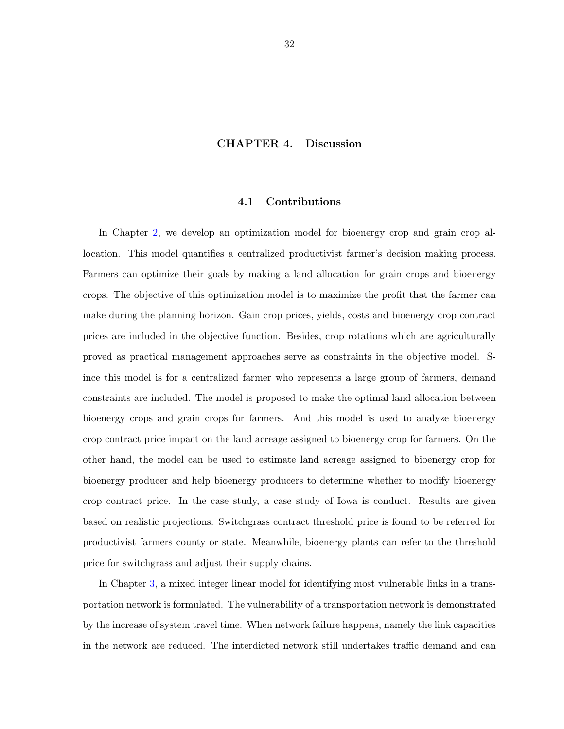# CHAPTER 4. Discussion

## 4.1 Contributions

In Chapter 2, we develop an optimization model for bioenergy crop and grain crop allocation. This model quantifies a centralized productivist farmer's decision making process. Farmers can optimize their goals by making a land allocation for grain crops and bioenergy crops. The objective of this optimization model is to maximize the profit that the farmer can make during the planning horizon. Gain crop prices, yields, costs and bioenergy crop contract prices are included in the objective function. Besides, crop rotations which are agriculturally proved as practical management approaches serve as constraints in the objective model. Since this model is for a centralized farmer who represents a large group of farmers, demand constraints are included. The model is proposed to make the optimal land allocation between bioenergy crops and grain crops for farmers. And this model is used to analyze bioenergy crop contract price impact on the land acreage assigned to bioenergy crop for farmers. On the other hand, the model can be used to estimate land acreage assigned to bioenergy crop for bioenergy producer and help bioenergy producers to determine whether to modify bioenergy crop contract price. In the case study, a case study of Iowa is conduct. Results are given based on realistic projections. Switchgrass contract threshold price is found to be referred for productivist farmers county or state. Meanwhile, bioenergy plants can refer to the threshold price for switchgrass and adjust their supply chains.

In Chapter 3, a mixed integer linear model for identifying most vulnerable links in a transportation network is formulated. The vulnerability of a transportation network is demonstrated by the increase of system travel time. When network failure happens, namely the link capacities in the network are reduced. The interdicted network still undertakes traffic demand and can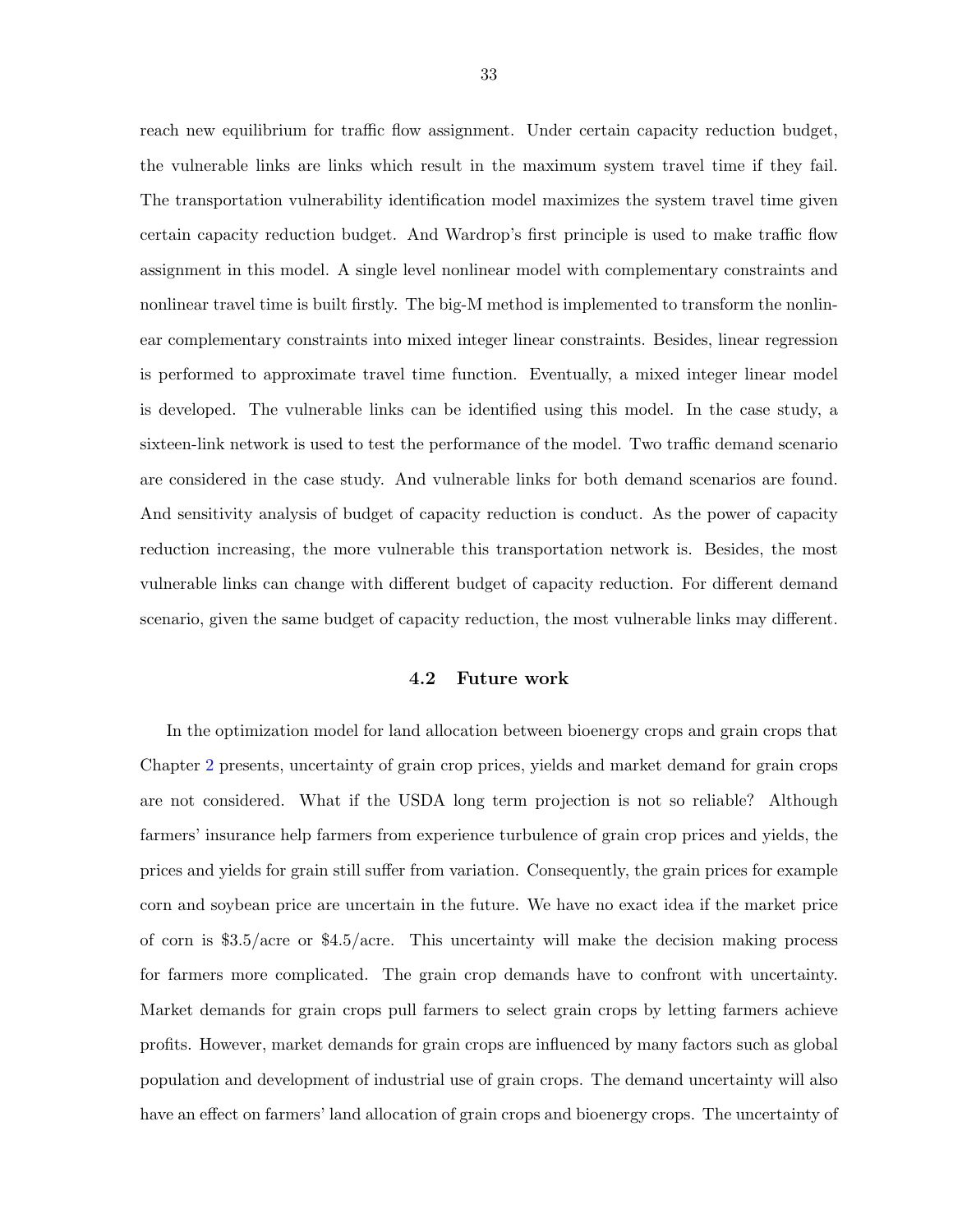reach new equilibrium for traffic flow assignment. Under certain capacity reduction budget, the vulnerable links are links which result in the maximum system travel time if they fail. The transportation vulnerability identification model maximizes the system travel time given certain capacity reduction budget. And Wardrop's first principle is used to make traffic flow assignment in this model. A single level nonlinear model with complementary constraints and nonlinear travel time is built firstly. The big-M method is implemented to transform the nonlinear complementary constraints into mixed integer linear constraints. Besides, linear regression is performed to approximate travel time function. Eventually, a mixed integer linear model is developed. The vulnerable links can be identified using this model. In the case study, a sixteen-link network is used to test the performance of the model. Two traffic demand scenario are considered in the case study. And vulnerable links for both demand scenarios are found. And sensitivity analysis of budget of capacity reduction is conduct. As the power of capacity reduction increasing, the more vulnerable this transportation network is. Besides, the most vulnerable links can change with different budget of capacity reduction. For different demand scenario, given the same budget of capacity reduction, the most vulnerable links may different.

## 4.2 Future work

In the optimization model for land allocation between bioenergy crops and grain crops that Chapter 2 presents, uncertainty of grain crop prices, yields and market demand for grain crops are not considered. What if the USDA long term projection is not so reliable? Although farmers' insurance help farmers from experience turbulence of grain crop prices and yields, the prices and yields for grain still suffer from variation. Consequently, the grain prices for example corn and soybean price are uncertain in the future. We have no exact idea if the market price of corn is $3.5/acre or $4.5/acre. This uncertainty will make the decision making process for farmers more complicated. The grain crop demands have to confront with uncertainty. Market demands for grain crops pull farmers to select grain crops by letting farmers achieve profits. However, market demands for grain crops are influenced by many factors such as global population and development of industrial use of grain crops. The demand uncertainty will also have an effect on farmers' land allocation of grain crops and bioenergy crops. The uncertainty of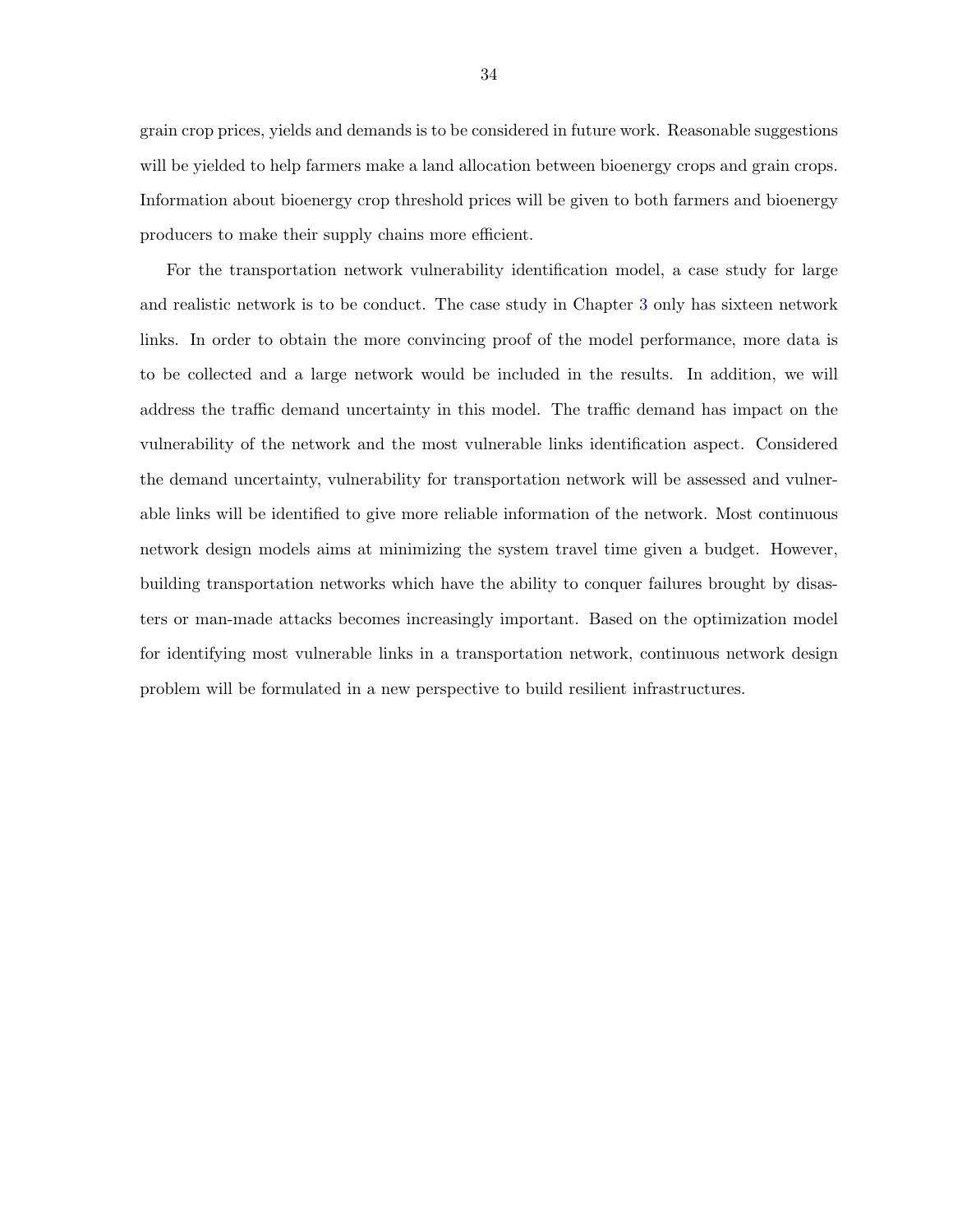grain crop prices, yields and demands is to be considered in future work. Reasonable suggestions will be yielded to help farmers make a land allocation between bioenergy crops and grain crops. Information about bioenergy crop threshold prices will be given to both farmers and bioenergy producers to make their supply chains more efficient.

For the transportation network vulnerability identification model, a case study for large and realistic network is to be conduct. The case study in Chapter 3 only has sixteen network links. In order to obtain the more convincing proof of the model performance, more data is to be collected and a large network would be included in the results. In addition, we will address the traffic demand uncertainty in this model. The traffic demand has impact on the vulnerability of the network and the most vulnerable links identification aspect. Considered the demand uncertainty, vulnerability for transportation network will be assessed and vulnerable links will be identified to give more reliable information of the network. Most continuous network design models aims at minimizing the system travel time given a budget. However, building transportation networks which have the ability to conquer failures brought by disasters or man-made attacks becomes increasingly important. Based on the optimization model for identifying most vulnerable links in a transportation network, continuous network design problem will be formulated in a new perspective to build resilient infrastructures.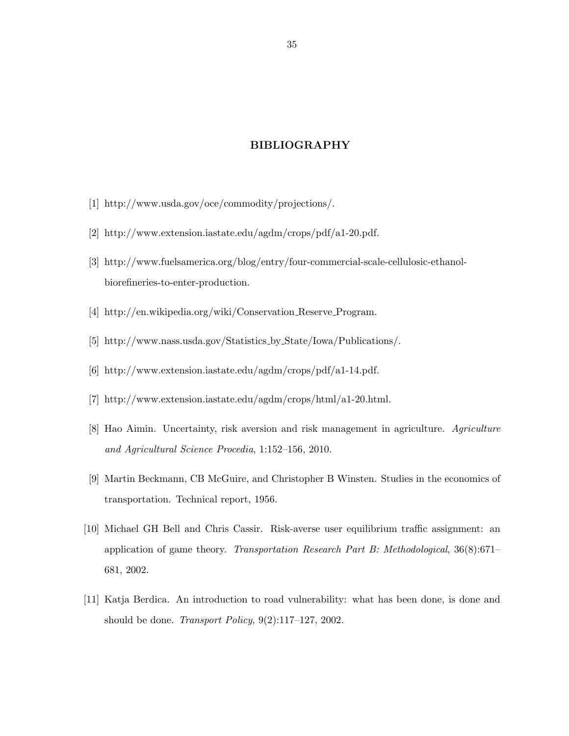# BIBLIOGRAPHY

[1] http://www.usda.gov/oce/commodity/projections/.

[2] http://www.extension.iastate.edu/agdm/crops/pdf/a1-20.pdf.

[3] http://www.fuelsamerica.org/blog/entry/four-commercial-scale-cellulosic-ethanol-biorefineries-to-enter-production.

[4] http://en.wikipedia.org/wiki/Conservation_Reserve_Program.

[5] http://www.nass.usda.gov/Statistics_by_State/Iowa/Publications/.

[6] http://www.extension.iastate.edu/agdm/crops/pdf/a1-14.pdf.

[7] http://www.extension.iastate.edu/agdm/crops/html/a1-20.html.

[8] Hao Aimin. Uncertainty, risk aversion and risk management in agriculture. *Agriculture and Agricultural Science Procedia*, 1:152–156, 2010.

[9] Martin Beckmann, CB McGuire, and Christopher B Winsten. Studies in the economics of transportation. Technical report, 1956.

[10] Michael GH Bell and Chris Cassir. Risk-averse user equilibrium traffic assignment: an application of game theory. *Transportation Research Part B: Methodological*, 36(8):671–681, 2002.

[11] Katja Berdica. An introduction to road vulnerability: what has been done, is done and should be done. *Transport Policy*, 9(2):117–127, 2002.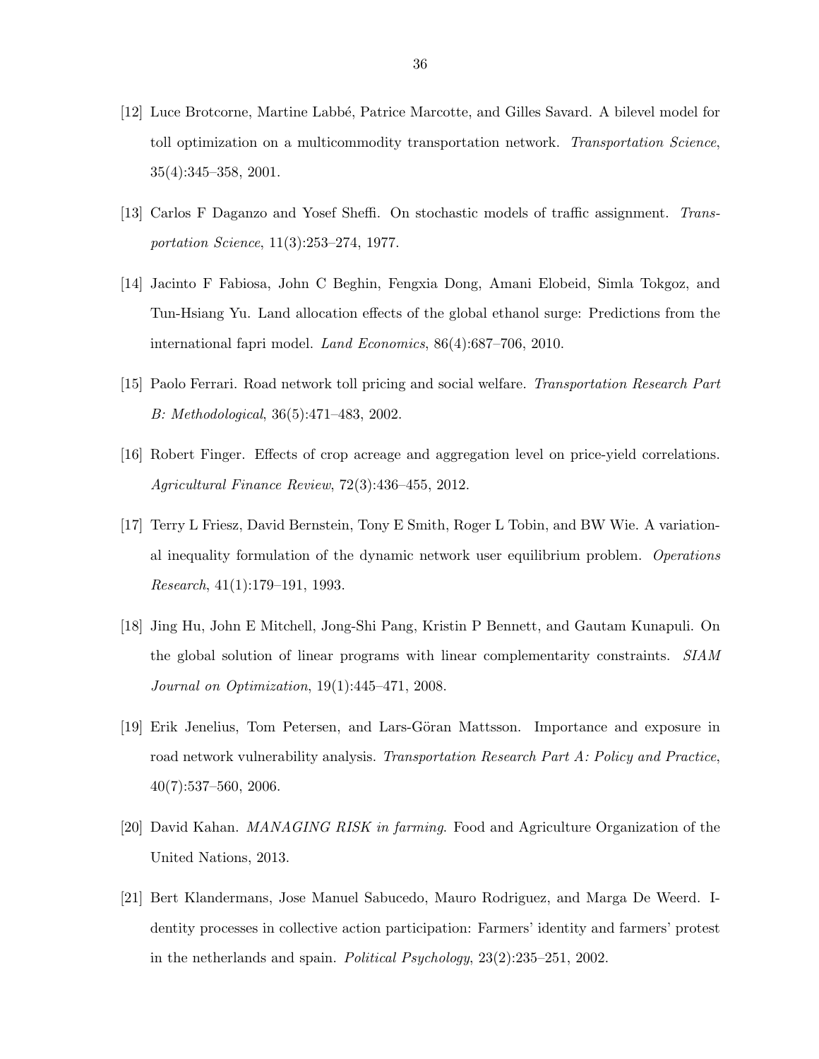[12] Luce Brotcorne, Martine Labbé, Patrice Marcotte, and Gilles Savard. A bilevel model for toll optimization on a multicommodity transportation network. *Transportation Science*, 35(4):345–358, 2001.

[13] Carlos F Daganzo and Yosef Sheffi. On stochastic models of traffic assignment. *Transportation Science*, 11(3):253–274, 1977.

[14] Jacinto F Fabiosa, John C Beghin, Fengxia Dong, Amani Elobeid, Simla Tokgoz, and Tun-Hsiang Yu. Land allocation effects of the global ethanol surge: Predictions from the international fapri model. *Land Economics*, 86(4):687–706, 2010.

[15] Paolo Ferrari. Road network toll pricing and social welfare. *Transportation Research Part B: Methodological*, 36(5):471–483, 2002.

[16] Robert Finger. Effects of crop acreage and aggregation level on price-yield correlations. *Agricultural Finance Review*, 72(3):436–455, 2012.

[17] Terry L Friesz, David Bernstein, Tony E Smith, Roger L Tobin, and BW Wie. A variational inequality formulation of the dynamic network user equilibrium problem. *Operations Research*, 41(1):179–191, 1993.

[18] Jing Hu, John E Mitchell, Jong-Shi Pang, Kristin P Bennett, and Gautam Kunapuli. On the global solution of linear programs with linear complementarity constraints. *SIAM Journal on Optimization*, 19(1):445–471, 2008.

[19] Erik Jenelius, Tom Petersen, and Lars-Göran Mattsson. Importance and exposure in road network vulnerability analysis. *Transportation Research Part A: Policy and Practice*, 40(7):537–560, 2006.

[20] David Kahan. *MANAGING RISK in farming*. Food and Agriculture Organization of the United Nations, 2013.

[21] Bert Klandermans, Jose Manuel Sabucedo, Mauro Rodriguez, and Marga De Weerd. Identity processes in collective action participation: Farmers' identity and farmers' protest in the netherlands and spain. *Political Psychology*, 23(2):235–251, 2002.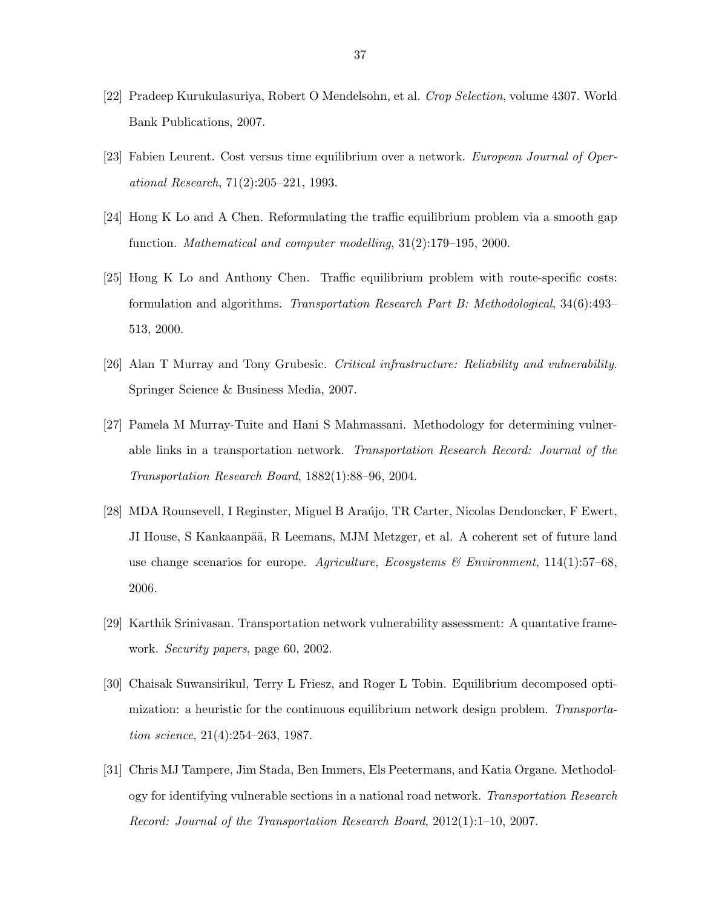[22] Pradeep Kurukulasuriya, Robert O Mendelsohn, et al. *Crop Selection*, volume 4307. World Bank Publications, 2007.

[23] Fabien Leurent. Cost versus time equilibrium over a network. *European Journal of Operational Research*, 71(2):205–221, 1993.

[24] Hong K Lo and A Chen. Reformulating the traffic equilibrium problem via a smooth gap function. *Mathematical and computer modelling*, 31(2):179–195, 2000.

[25] Hong K Lo and Anthony Chen. Traffic equilibrium problem with route-specific costs: formulation and algorithms. *Transportation Research Part B: Methodological*, 34(6):493–513, 2000.

[26] Alan T Murray and Tony Grubesic. *Critical infrastructure: Reliability and vulnerability*. Springer Science & Business Media, 2007.

[27] Pamela M Murray-Tuite and Hani S Mahmassani. Methodology for determining vulnerable links in a transportation network. *Transportation Research Record: Journal of the Transportation Research Board*, 1882(1):88–96, 2004.

[28] MDA Rounsevell, I Reginster, Miguel B Araújo, TR Carter, Nicolas Dendoncker, F Ewert, JI House, S Kankaanpää, R Leemans, MJM Metzger, et al. A coherent set of future land use change scenarios for europe. *Agriculture, Ecosystems & Environment*, 114(1):57–68, 2006.

[29] Karthik Srinivasan. Transportation network vulnerability assessment: A quantative framework. *Security papers*, page 60, 2002.

[30] Chaisak Suwansirikul, Terry L Friesz, and Roger L Tobin. Equilibrium decomposed optimization: a heuristic for the continuous equilibrium network design problem. *Transportation science*, 21(4):254–263, 1987.

[31] Chris MJ Tampere, Jim Stada, Ben Immers, Els Peetermans, and Katia Organe. Methodology for identifying vulnerable sections in a national road network. *Transportation Research Record: Journal of the Transportation Research Board*, 2012(1):1–10, 2007.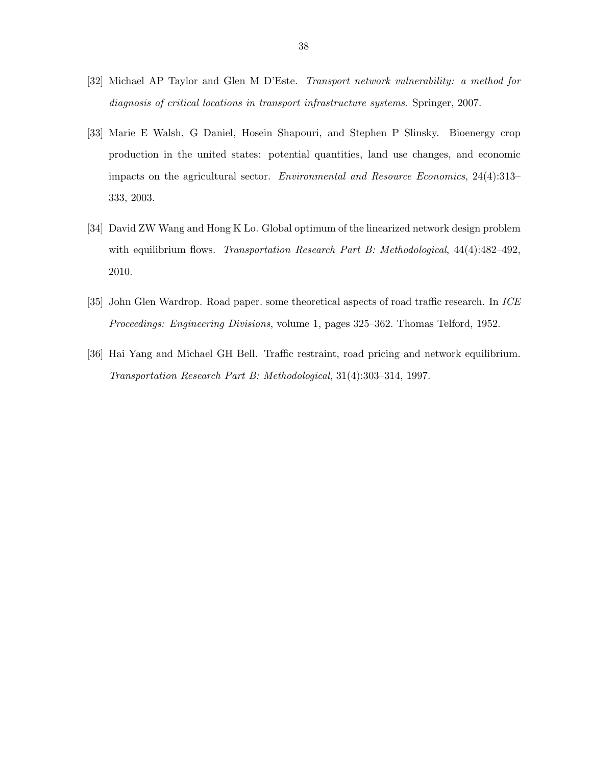[32] Michael AP Taylor and Glen M D'Este. *Transport network vulnerability: a method for diagnosis of critical locations in transport infrastructure systems*. Springer, 2007.

[33] Marie E Walsh, G Daniel, Hosein Shapouri, and Stephen P Slinsky. Bioenergy crop production in the united states: potential quantities, land use changes, and economic impacts on the agricultural sector. *Environmental and Resource Economics*, 24(4):313–333, 2003.

[34] David ZW Wang and Hong K Lo. Global optimum of the linearized network design problem with equilibrium flows. *Transportation Research Part B: Methodological*, 44(4):482–492, 2010.

[35] John Glen Wardrop. Road paper. some theoretical aspects of road traffic research. In *ICE Proceedings: Engineering Divisions*, volume 1, pages 325–362. Thomas Telford, 1952.

[36] Hai Yang and Michael GH Bell. Traffic restraint, road pricing and network equilibrium. *Transportation Research Part B: Methodological*, 31(4):303–314, 1997.